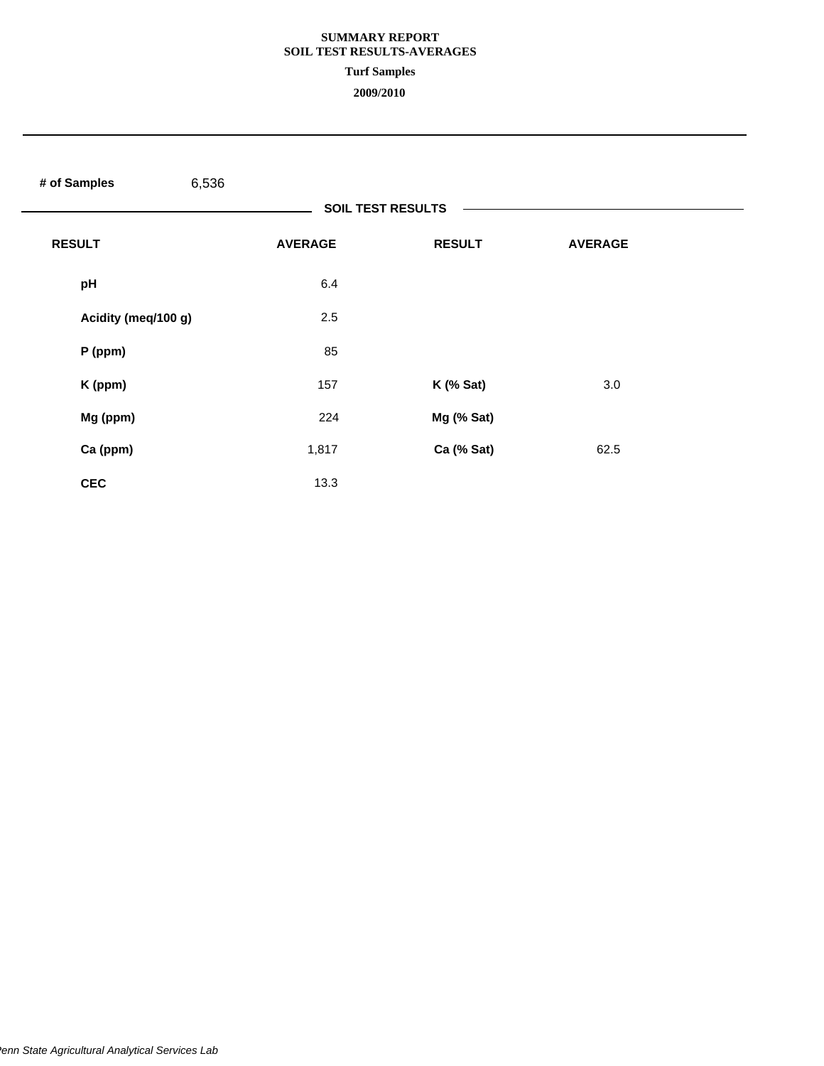**SUMMARY REPORT**
**SOIL TEST RESULTS-AVERAGES**
**Turf Samples**
**2009/2010**

**# of Samples** 6,536

**SOIL TEST RESULTS**

| RESULT | AVERAGE | RESULT | AVERAGE |
|---|---|---|---|
| pH | 6.4 | | |
| Acidity (meq/100 g) | 2.5 | | |
| P (ppm) | 85 | | |
| K (ppm) | 157 | K (% Sat) | 3.0 |
| Mg (ppm) | 224 | Mg (% Sat) | |
| Ca (ppm) | 1,817 | Ca (% Sat) | 62.5 |
| CEC | 13.3 | | |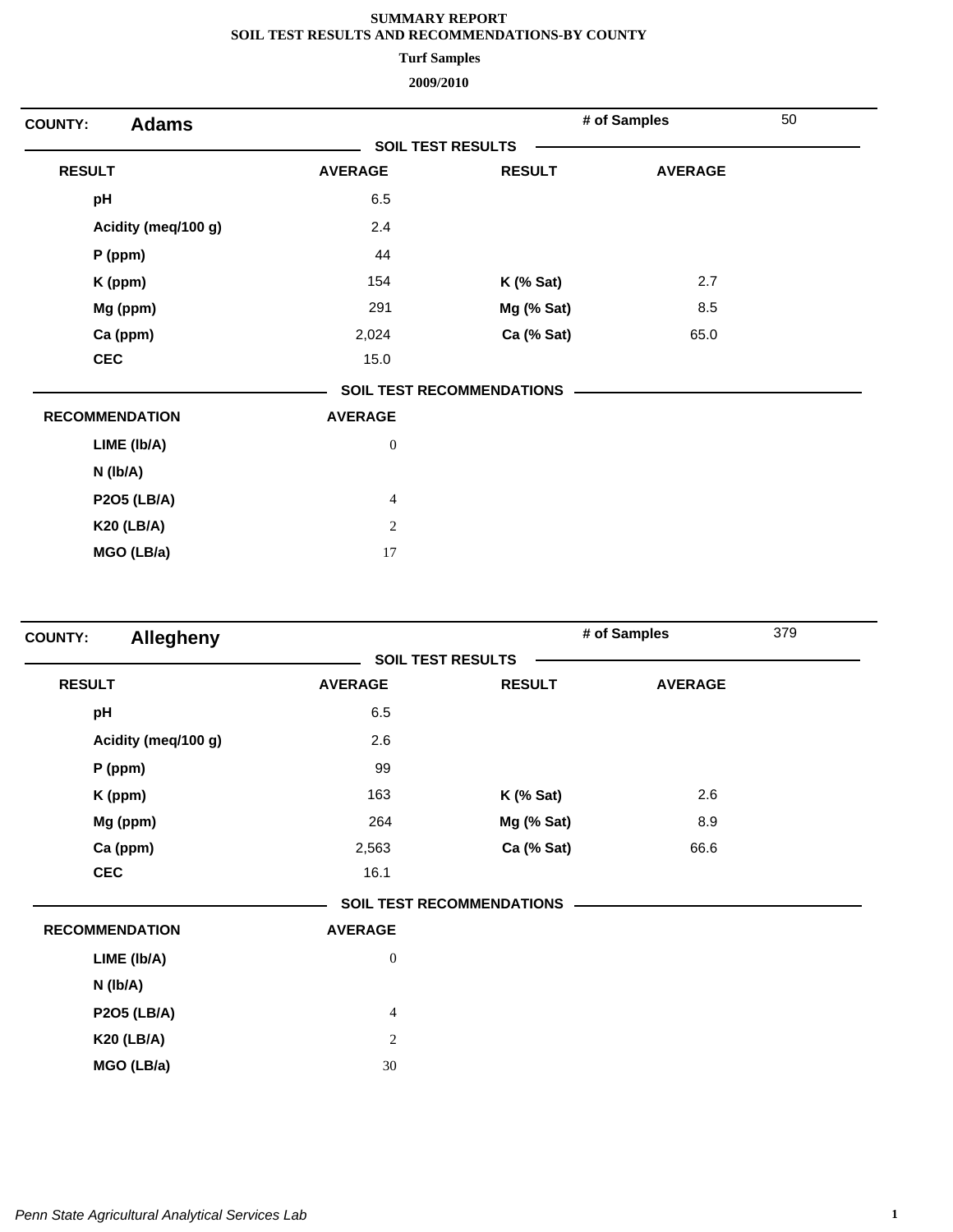# SUMMARY REPORT
## SOIL TEST RESULTS AND RECOMMENDATIONS-BY COUNTY
### Turf Samples
### 2009/2010

**COUNTY:** **Adams** — **# of Samples** 50

**SOIL TEST RESULTS**

| RESULT | AVERAGE | RESULT | AVERAGE |
|---|---|---|---|
| pH | 6.5 | | |
| Acidity (meq/100 g) | 2.4 | | |
| P (ppm) | 44 | | |
| K (ppm) | 154 | K (% Sat) | 2.7 |
| Mg (ppm) | 291 | Mg (% Sat) | 8.5 |
| Ca (ppm) | 2,024 | Ca (% Sat) | 65.0 |
| CEC | 15.0 | | |

**SOIL TEST RECOMMENDATIONS**

| RECOMMENDATION | AVERAGE |
|---|---|
| LIME (lb/A) | 0 |
| N (lb/A) | |
| P2O5 (LB/A) | 4 |
| K20 (LB/A) | 2 |
| MGO (LB/a) | 17 |

**COUNTY:** **Allegheny** — **# of Samples** 379

**SOIL TEST RESULTS**

| RESULT | AVERAGE | RESULT | AVERAGE |
|---|---|---|---|
| pH | 6.5 | | |
| Acidity (meq/100 g) | 2.6 | | |
| P (ppm) | 99 | | |
| K (ppm) | 163 | K (% Sat) | 2.6 |
| Mg (ppm) | 264 | Mg (% Sat) | 8.9 |
| Ca (ppm) | 2,563 | Ca (% Sat) | 66.6 |
| CEC | 16.1 | | |

**SOIL TEST RECOMMENDATIONS**

| RECOMMENDATION | AVERAGE |
|---|---|
| LIME (lb/A) | 0 |
| N (lb/A) | |
| P2O5 (LB/A) | 4 |
| K20 (LB/A) | 2 |
| MGO (LB/a) | 30 |

*Penn State Agricultural Analytical Services Lab*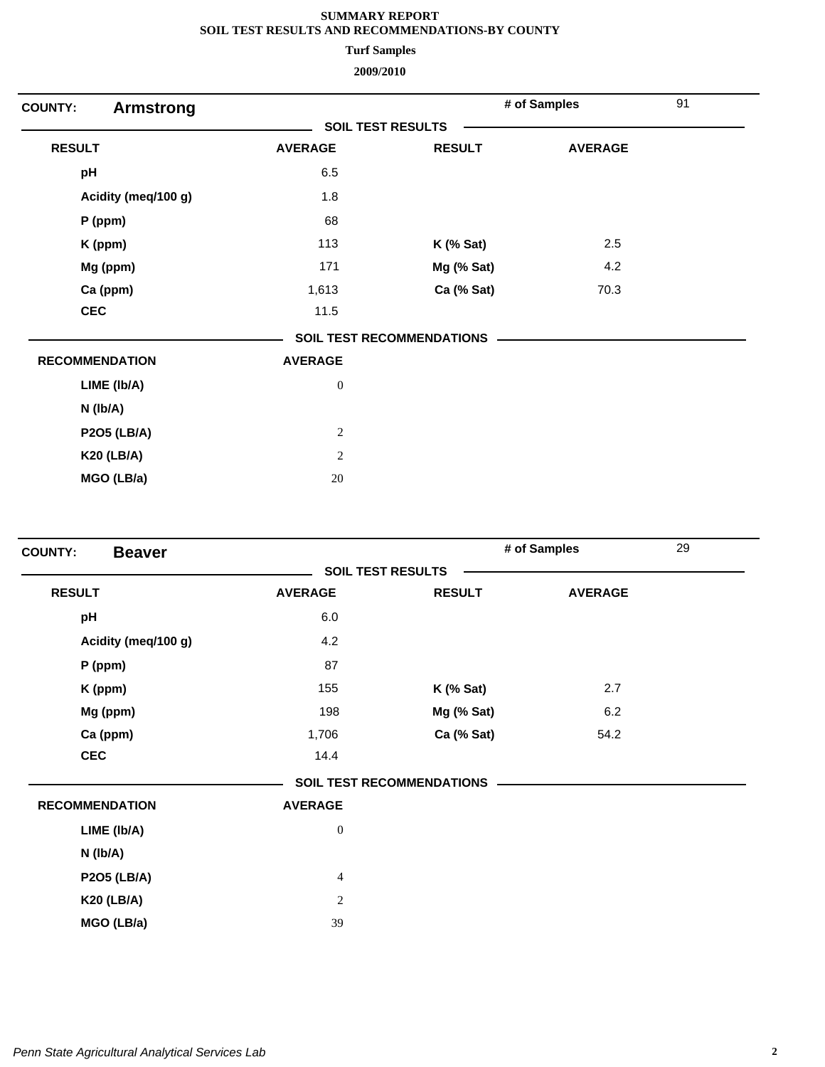# SUMMARY REPORT
## SOIL TEST RESULTS AND RECOMMENDATIONS-BY COUNTY
### Turf Samples
### 2009/2010

**COUNTY: Armstrong** — **# of Samples** 91

**SOIL TEST RESULTS**

| RESULT | AVERAGE | RESULT | AVERAGE |
|---|---|---|---|
| pH | 6.5 | | |
| Acidity (meq/100 g) | 1.8 | | |
| P (ppm) | 68 | | |
| K (ppm) | 113 | K (% Sat) | 2.5 |
| Mg (ppm) | 171 | Mg (% Sat) | 4.2 |
| Ca (ppm) | 1,613 | Ca (% Sat) | 70.3 |
| CEC | 11.5 | | |

**SOIL TEST RECOMMENDATIONS**

| RECOMMENDATION | AVERAGE |
|---|---|
| LIME (lb/A) | 0 |
| N (lb/A) | |
| P2O5 (LB/A) | 2 |
| K20 (LB/A) | 2 |
| MGO (LB/a) | 20 |

**COUNTY: Beaver** — **# of Samples** 29

**SOIL TEST RESULTS**

| RESULT | AVERAGE | RESULT | AVERAGE |
|---|---|---|---|
| pH | 6.0 | | |
| Acidity (meq/100 g) | 4.2 | | |
| P (ppm) | 87 | | |
| K (ppm) | 155 | K (% Sat) | 2.7 |
| Mg (ppm) | 198 | Mg (% Sat) | 6.2 |
| Ca (ppm) | 1,706 | Ca (% Sat) | 54.2 |
| CEC | 14.4 | | |

**SOIL TEST RECOMMENDATIONS**

| RECOMMENDATION | AVERAGE |
|---|---|
| LIME (lb/A) | 0 |
| N (lb/A) | |
| P2O5 (LB/A) | 4 |
| K20 (LB/A) | 2 |
| MGO (LB/a) | 39 |

*Penn State Agricultural Analytical Services Lab*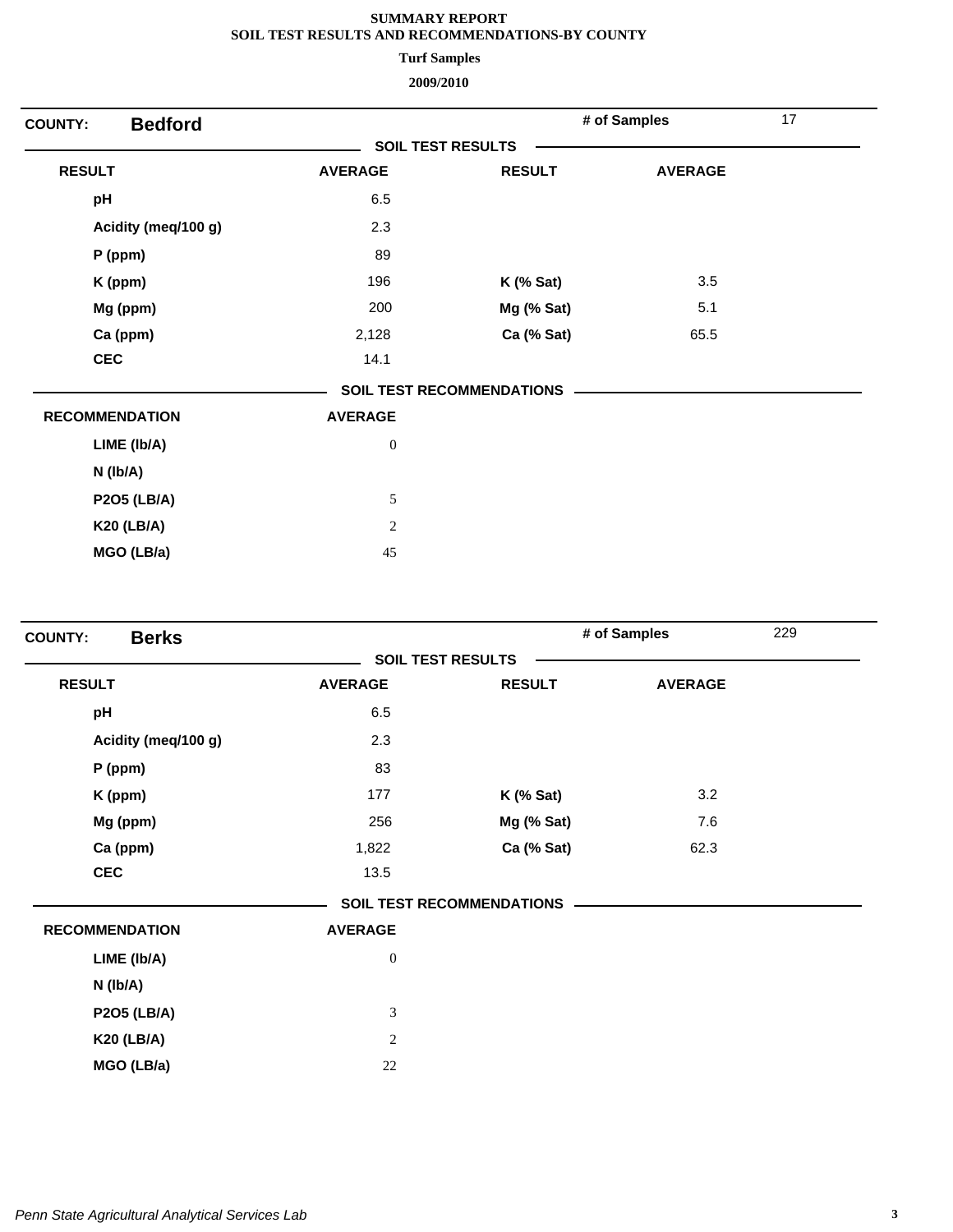**SUMMARY REPORT**
**SOIL TEST RESULTS AND RECOMMENDATIONS-BY COUNTY**

**Turf Samples**

**2009/2010**

**COUNTY: Bedford** | **# of Samples** 17

**SOIL TEST RESULTS**

| RESULT | AVERAGE | RESULT | AVERAGE |
|---|---|---|---|
| pH | 6.5 | | |
| Acidity (meq/100 g) | 2.3 | | |
| P (ppm) | 89 | | |
| K (ppm) | 196 | K (% Sat) | 3.5 |
| Mg (ppm) | 200 | Mg (% Sat) | 5.1 |
| Ca (ppm) | 2,128 | Ca (% Sat) | 65.5 |
| CEC | 14.1 | | |

**SOIL TEST RECOMMENDATIONS**

| RECOMMENDATION | AVERAGE |
|---|---|
| LIME (lb/A) | 0 |
| N (lb/A) | |
| P2O5 (LB/A) | 5 |
| K20 (LB/A) | 2 |
| MGO (LB/a) | 45 |

**COUNTY: Berks** | **# of Samples** 229

**SOIL TEST RESULTS**

| RESULT | AVERAGE | RESULT | AVERAGE |
|---|---|---|---|
| pH | 6.5 | | |
| Acidity (meq/100 g) | 2.3 | | |
| P (ppm) | 83 | | |
| K (ppm) | 177 | K (% Sat) | 3.2 |
| Mg (ppm) | 256 | Mg (% Sat) | 7.6 |
| Ca (ppm) | 1,822 | Ca (% Sat) | 62.3 |
| CEC | 13.5 | | |

**SOIL TEST RECOMMENDATIONS**

| RECOMMENDATION | AVERAGE |
|---|---|
| LIME (lb/A) | 0 |
| N (lb/A) | |
| P2O5 (LB/A) | 3 |
| K20 (LB/A) | 2 |
| MGO (LB/a) | 22 |

*Penn State Agricultural Analytical Services Lab*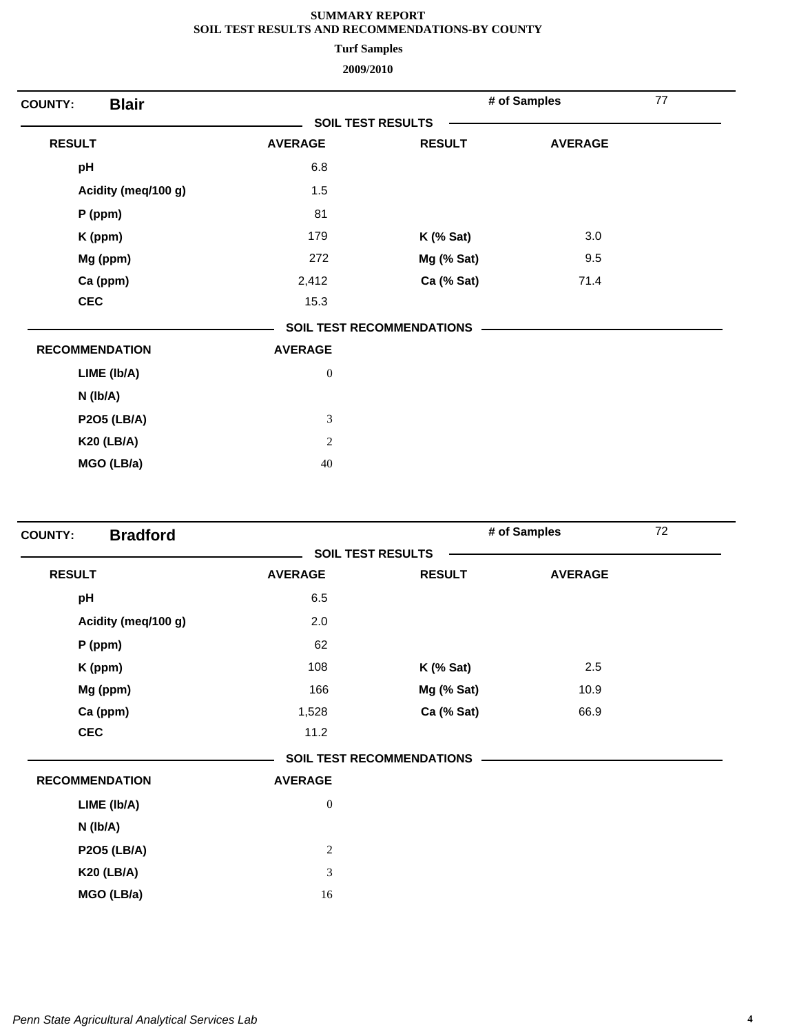# SUMMARY REPORT
## SOIL TEST RESULTS AND RECOMMENDATIONS-BY COUNTY
### Turf Samples
### 2009/2010

**COUNTY:** **Blair** — **# of Samples** 77

**SOIL TEST RESULTS**

| RESULT | AVERAGE | RESULT | AVERAGE |
|---|---|---|---|
| pH | 6.8 | | |
| Acidity (meq/100 g) | 1.5 | | |
| P (ppm) | 81 | | |
| K (ppm) | 179 | K (% Sat) | 3.0 |
| Mg (ppm) | 272 | Mg (% Sat) | 9.5 |
| Ca (ppm) | 2,412 | Ca (% Sat) | 71.4 |
| CEC | 15.3 | | |

**SOIL TEST RECOMMENDATIONS**

| RECOMMENDATION | AVERAGE |
|---|---|
| LIME (lb/A) | 0 |
| N (lb/A) | |
| P2O5 (LB/A) | 3 |
| K20 (LB/A) | 2 |
| MGO (LB/a) | 40 |

**COUNTY:** **Bradford** — **# of Samples** 72

**SOIL TEST RESULTS**

| RESULT | AVERAGE | RESULT | AVERAGE |
|---|---|---|---|
| pH | 6.5 | | |
| Acidity (meq/100 g) | 2.0 | | |
| P (ppm) | 62 | | |
| K (ppm) | 108 | K (% Sat) | 2.5 |
| Mg (ppm) | 166 | Mg (% Sat) | 10.9 |
| Ca (ppm) | 1,528 | Ca (% Sat) | 66.9 |
| CEC | 11.2 | | |

**SOIL TEST RECOMMENDATIONS**

| RECOMMENDATION | AVERAGE |
|---|---|
| LIME (lb/A) | 0 |
| N (lb/A) | |
| P2O5 (LB/A) | 2 |
| K20 (LB/A) | 3 |
| MGO (LB/a) | 16 |

*Penn State Agricultural Analytical Services Lab*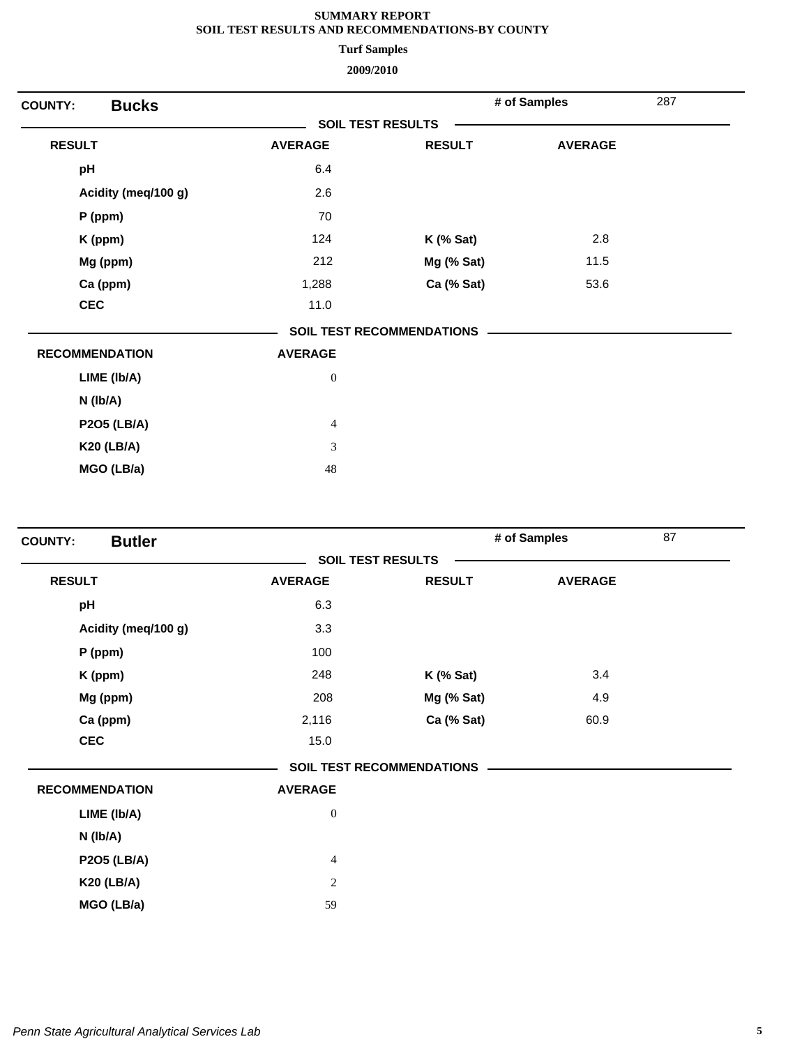**SUMMARY REPORT**
**SOIL TEST RESULTS AND RECOMMENDATIONS-BY COUNTY**

**Turf Samples**

**2009/2010**

**COUNTY: Bucks** — **# of Samples** 287

**SOIL TEST RESULTS**

| RESULT | AVERAGE | RESULT | AVERAGE |
|---|---|---|---|
| pH | 6.4 | | |
| Acidity (meq/100 g) | 2.6 | | |
| P (ppm) | 70 | | |
| K (ppm) | 124 | K (% Sat) | 2.8 |
| Mg (ppm) | 212 | Mg (% Sat) | 11.5 |
| Ca (ppm) | 1,288 | Ca (% Sat) | 53.6 |
| CEC | 11.0 | | |

**SOIL TEST RECOMMENDATIONS**

| RECOMMENDATION | AVERAGE |
|---|---|
| LIME (lb/A) | 0 |
| N (lb/A) | |
| P2O5 (LB/A) | 4 |
| K20 (LB/A) | 3 |
| MGO (LB/a) | 48 |

**COUNTY: Butler** — **# of Samples** 87

**SOIL TEST RESULTS**

| RESULT | AVERAGE | RESULT | AVERAGE |
|---|---|---|---|
| pH | 6.3 | | |
| Acidity (meq/100 g) | 3.3 | | |
| P (ppm) | 100 | | |
| K (ppm) | 248 | K (% Sat) | 3.4 |
| Mg (ppm) | 208 | Mg (% Sat) | 4.9 |
| Ca (ppm) | 2,116 | Ca (% Sat) | 60.9 |
| CEC | 15.0 | | |

**SOIL TEST RECOMMENDATIONS**

| RECOMMENDATION | AVERAGE |
|---|---|
| LIME (lb/A) | 0 |
| N (lb/A) | |
| P2O5 (LB/A) | 4 |
| K20 (LB/A) | 2 |
| MGO (LB/a) | 59 |

*Penn State Agricultural Analytical Services Lab*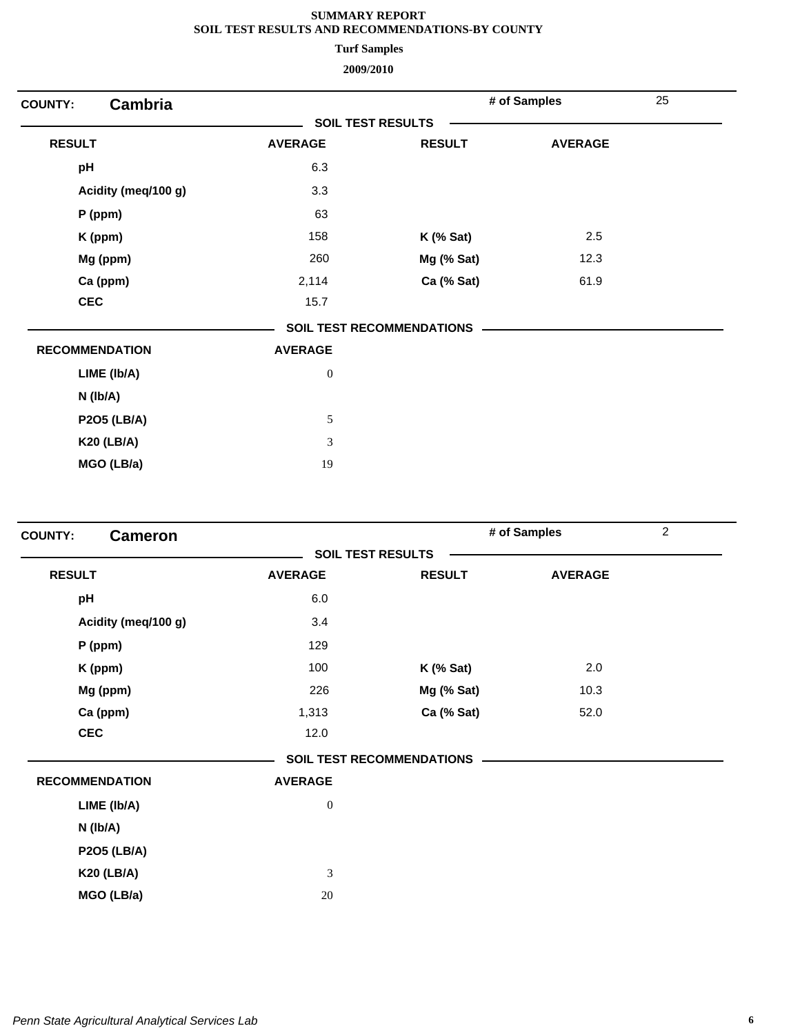**SUMMARY REPORT**
**SOIL TEST RESULTS AND RECOMMENDATIONS-BY COUNTY**
**Turf Samples**
**2009/2010**

**COUNTY: Cambria** — # of Samples: 25

**SOIL TEST RESULTS**

| RESULT | AVERAGE | RESULT | AVERAGE |
|---|---|---|---|
| pH | 6.3 | | |
| Acidity (meq/100 g) | 3.3 | | |
| P (ppm) | 63 | | |
| K (ppm) | 158 | K (% Sat) | 2.5 |
| Mg (ppm) | 260 | Mg (% Sat) | 12.3 |
| Ca (ppm) | 2,114 | Ca (% Sat) | 61.9 |
| CEC | 15.7 | | |

**SOIL TEST RECOMMENDATIONS**

| RECOMMENDATION | AVERAGE |
|---|---|
| LIME (lb/A) | 0 |
| N (lb/A) | |
| P2O5 (LB/A) | 5 |
| K20 (LB/A) | 3 |
| MGO (LB/a) | 19 |

**COUNTY: Cameron** — # of Samples: 2

**SOIL TEST RESULTS**

| RESULT | AVERAGE | RESULT | AVERAGE |
|---|---|---|---|
| pH | 6.0 | | |
| Acidity (meq/100 g) | 3.4 | | |
| P (ppm) | 129 | | |
| K (ppm) | 100 | K (% Sat) | 2.0 |
| Mg (ppm) | 226 | Mg (% Sat) | 10.3 |
| Ca (ppm) | 1,313 | Ca (% Sat) | 52.0 |
| CEC | 12.0 | | |

**SOIL TEST RECOMMENDATIONS**

| RECOMMENDATION | AVERAGE |
|---|---|
| LIME (lb/A) | 0 |
| N (lb/A) | |
| P2O5 (LB/A) | |
| K20 (LB/A) | 3 |
| MGO (LB/a) | 20 |

*Penn State Agricultural Analytical Services Lab*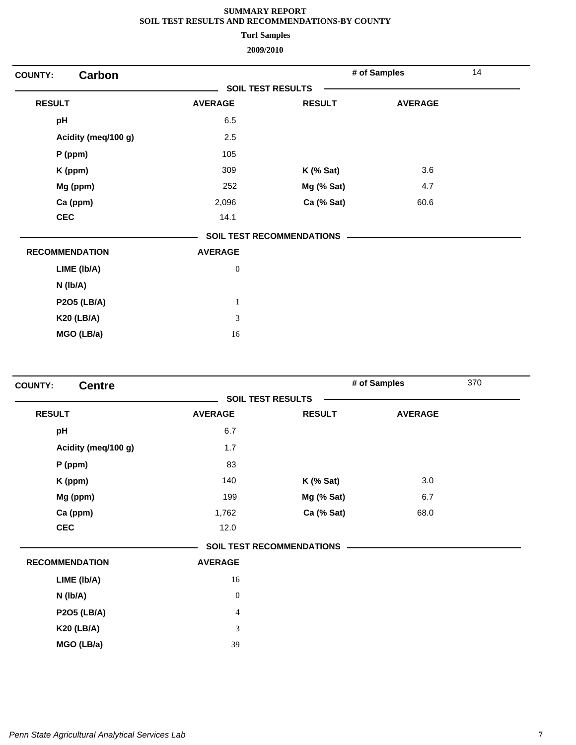**SUMMARY REPORT**
**SOIL TEST RESULTS AND RECOMMENDATIONS-BY COUNTY**
**Turf Samples**
**2009/2010**

**COUNTY: Carbon** — **# of Samples** 14

**SOIL TEST RESULTS**

| RESULT | AVERAGE | RESULT | AVERAGE |
|---|---|---|---|
| pH | 6.5 | | |
| Acidity (meq/100 g) | 2.5 | | |
| P (ppm) | 105 | | |
| K (ppm) | 309 | K (% Sat) | 3.6 |
| Mg (ppm) | 252 | Mg (% Sat) | 4.7 |
| Ca (ppm) | 2,096 | Ca (% Sat) | 60.6 |
| CEC | 14.1 | | |

**SOIL TEST RECOMMENDATIONS**

| RECOMMENDATION | AVERAGE |
|---|---|
| LIME (lb/A) | 0 |
| N (lb/A) | |
| P2O5 (LB/A) | 1 |
| K20 (LB/A) | 3 |
| MGO (LB/a) | 16 |

**COUNTY: Centre** — **# of Samples** 370

**SOIL TEST RESULTS**

| RESULT | AVERAGE | RESULT | AVERAGE |
|---|---|---|---|
| pH | 6.7 | | |
| Acidity (meq/100 g) | 1.7 | | |
| P (ppm) | 83 | | |
| K (ppm) | 140 | K (% Sat) | 3.0 |
| Mg (ppm) | 199 | Mg (% Sat) | 6.7 |
| Ca (ppm) | 1,762 | Ca (% Sat) | 68.0 |
| CEC | 12.0 | | |

**SOIL TEST RECOMMENDATIONS**

| RECOMMENDATION | AVERAGE |
|---|---|
| LIME (lb/A) | 16 |
| N (lb/A) | 0 |
| P2O5 (LB/A) | 4 |
| K20 (LB/A) | 3 |
| MGO (LB/a) | 39 |

*Penn State Agricultural Analytical Services Lab*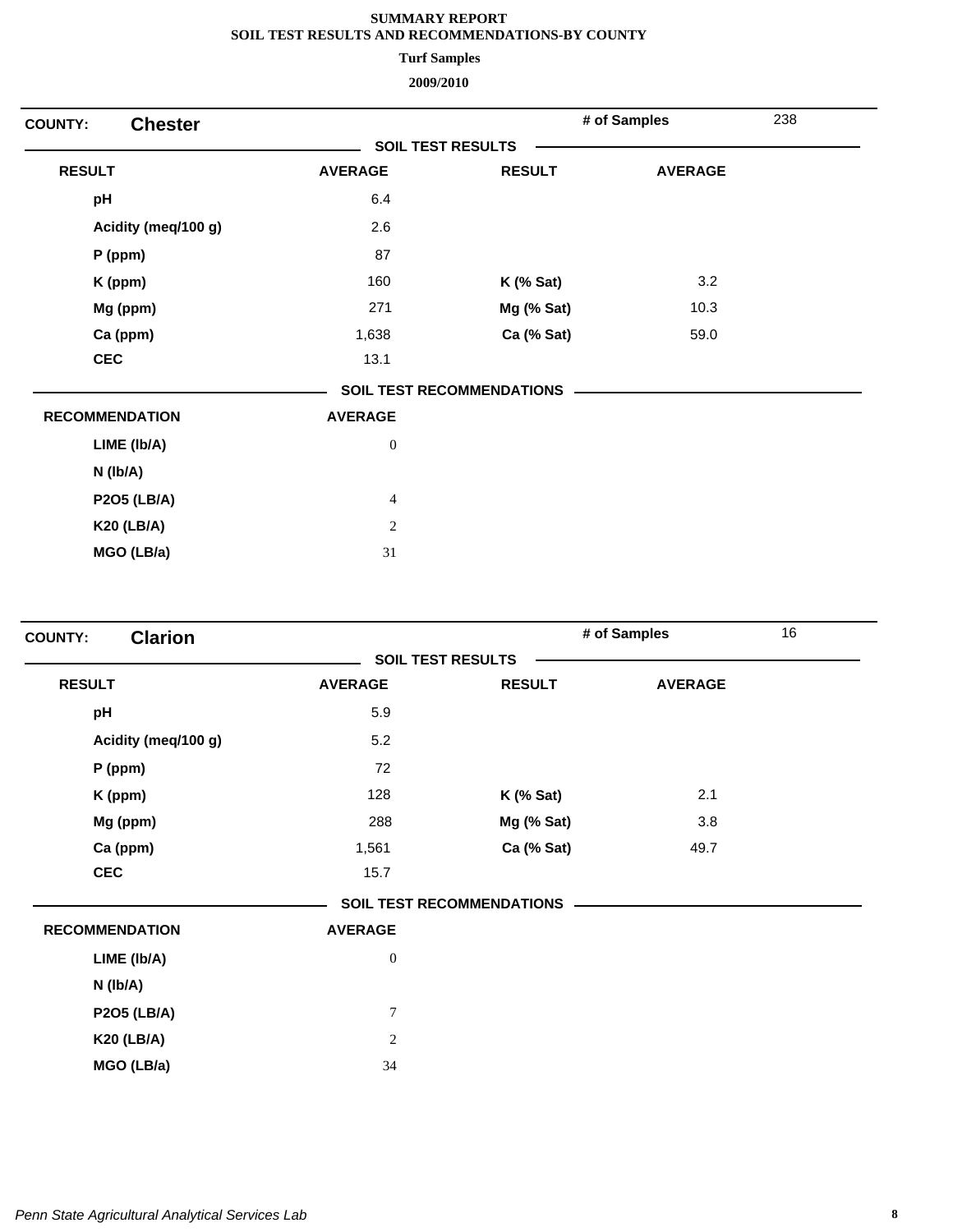**SUMMARY REPORT**
**SOIL TEST RESULTS AND RECOMMENDATIONS-BY COUNTY**
**Turf Samples**
**2009/2010**

## COUNTY: Chester

**# of Samples** 238

**SOIL TEST RESULTS**

| RESULT | AVERAGE | RESULT | AVERAGE |
|---|---|---|---|
| pH | 6.4 | | |
| Acidity (meq/100 g) | 2.6 | | |
| P (ppm) | 87 | | |
| K (ppm) | 160 | K (% Sat) | 3.2 |
| Mg (ppm) | 271 | Mg (% Sat) | 10.3 |
| Ca (ppm) | 1,638 | Ca (% Sat) | 59.0 |
| CEC | 13.1 | | |

**SOIL TEST RECOMMENDATIONS**

| RECOMMENDATION | AVERAGE |
|---|---|
| LIME (lb/A) | 0 |
| N (lb/A) | |
| P2O5 (LB/A) | 4 |
| K20 (LB/A) | 2 |
| MGO (LB/a) | 31 |

## COUNTY: Clarion

**# of Samples** 16

**SOIL TEST RESULTS**

| RESULT | AVERAGE | RESULT | AVERAGE |
|---|---|---|---|
| pH | 5.9 | | |
| Acidity (meq/100 g) | 5.2 | | |
| P (ppm) | 72 | | |
| K (ppm) | 128 | K (% Sat) | 2.1 |
| Mg (ppm) | 288 | Mg (% Sat) | 3.8 |
| Ca (ppm) | 1,561 | Ca (% Sat) | 49.7 |
| CEC | 15.7 | | |

**SOIL TEST RECOMMENDATIONS**

| RECOMMENDATION | AVERAGE |
|---|---|
| LIME (lb/A) | 0 |
| N (lb/A) | |
| P2O5 (LB/A) | 7 |
| K20 (LB/A) | 2 |
| MGO (LB/a) | 34 |

*Penn State Agricultural Analytical Services Lab*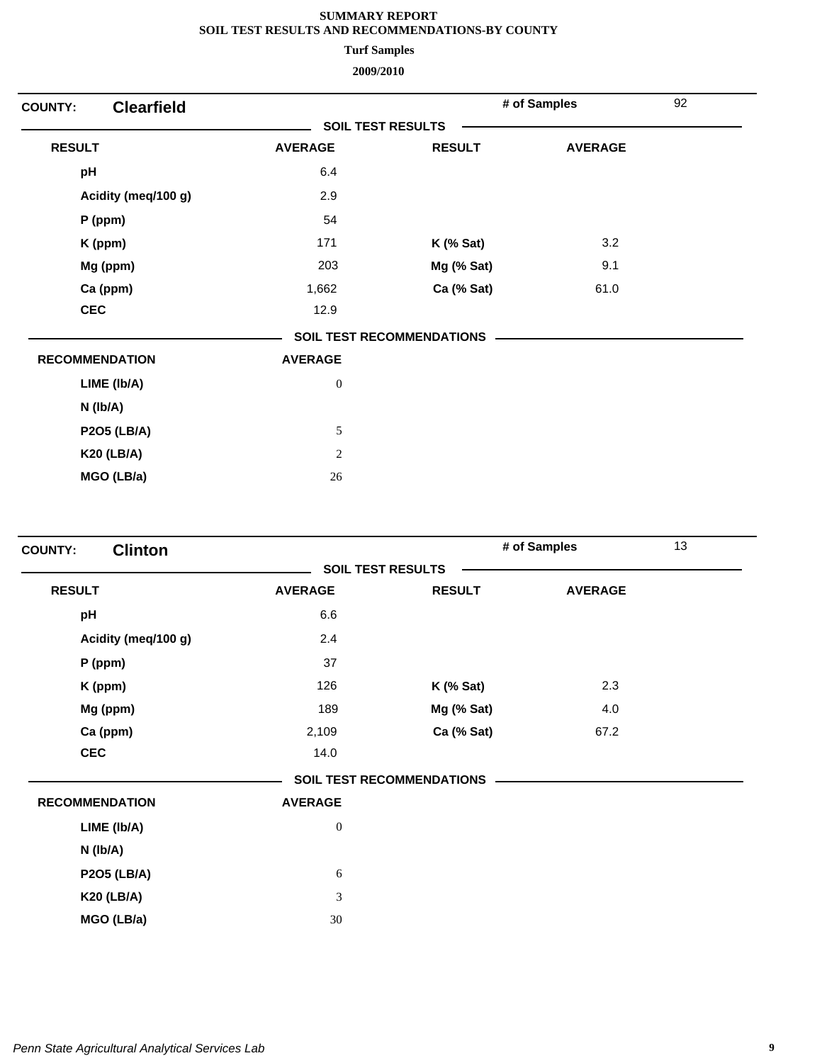# SUMMARY REPORT
## SOIL TEST RESULTS AND RECOMMENDATIONS-BY COUNTY
### Turf Samples
### 2009/2010

**COUNTY: Clearfield** — # of Samples: 92

**SOIL TEST RESULTS**

| RESULT | AVERAGE | RESULT | AVERAGE |
|---|---|---|---|
| pH | 6.4 | | |
| Acidity (meq/100 g) | 2.9 | | |
| P (ppm) | 54 | | |
| K (ppm) | 171 | K (% Sat) | 3.2 |
| Mg (ppm) | 203 | Mg (% Sat) | 9.1 |
| Ca (ppm) | 1,662 | Ca (% Sat) | 61.0 |
| CEC | 12.9 | | |

**SOIL TEST RECOMMENDATIONS**

| RECOMMENDATION | AVERAGE |
|---|---|
| LIME (lb/A) | 0 |
| N (lb/A) | |
| P2O5 (LB/A) | 5 |
| K20 (LB/A) | 2 |
| MGO (LB/a) | 26 |

**COUNTY: Clinton** — # of Samples: 13

**SOIL TEST RESULTS**

| RESULT | AVERAGE | RESULT | AVERAGE |
|---|---|---|---|
| pH | 6.6 | | |
| Acidity (meq/100 g) | 2.4 | | |
| P (ppm) | 37 | | |
| K (ppm) | 126 | K (% Sat) | 2.3 |
| Mg (ppm) | 189 | Mg (% Sat) | 4.0 |
| Ca (ppm) | 2,109 | Ca (% Sat) | 67.2 |
| CEC | 14.0 | | |

**SOIL TEST RECOMMENDATIONS**

| RECOMMENDATION | AVERAGE |
|---|---|
| LIME (lb/A) | 0 |
| N (lb/A) | |
| P2O5 (LB/A) | 6 |
| K20 (LB/A) | 3 |
| MGO (LB/a) | 30 |

*Penn State Agricultural Analytical Services Lab*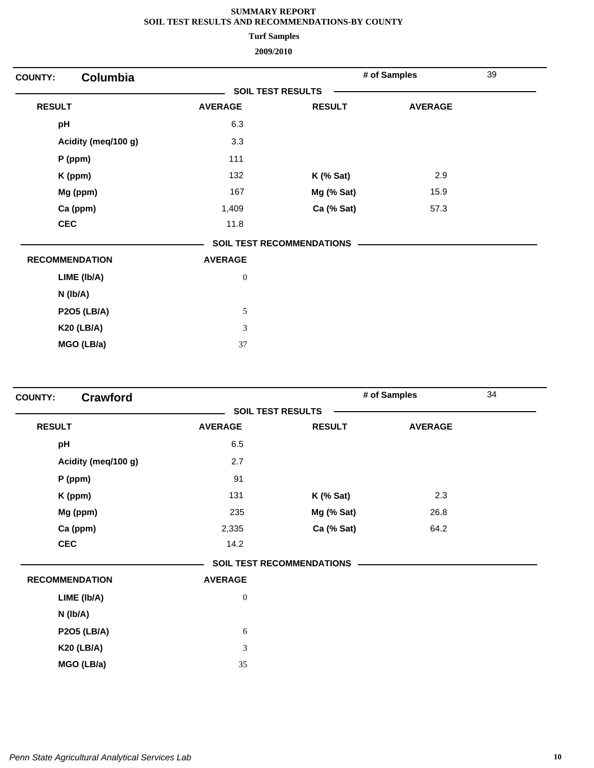# SUMMARY REPORT
## SOIL TEST RESULTS AND RECOMMENDATIONS-BY COUNTY
### Turf Samples
### 2009/2010

**COUNTY:** **Columbia** | **# of Samples** 39

**SOIL TEST RESULTS**

| RESULT | AVERAGE | RESULT | AVERAGE |
|---|---|---|---|
| pH | 6.3 | | |
| Acidity (meq/100 g) | 3.3 | | |
| P (ppm) | 111 | | |
| K (ppm) | 132 | K (% Sat) | 2.9 |
| Mg (ppm) | 167 | Mg (% Sat) | 15.9 |
| Ca (ppm) | 1,409 | Ca (% Sat) | 57.3 |
| CEC | 11.8 | | |

**SOIL TEST RECOMMENDATIONS**

| RECOMMENDATION | AVERAGE |
|---|---|
| LIME (lb/A) | 0 |
| N (lb/A) | |
| P2O5 (LB/A) | 5 |
| K20 (LB/A) | 3 |
| MGO (LB/a) | 37 |

**COUNTY:** **Crawford** | **# of Samples** 34

**SOIL TEST RESULTS**

| RESULT | AVERAGE | RESULT | AVERAGE |
|---|---|---|---|
| pH | 6.5 | | |
| Acidity (meq/100 g) | 2.7 | | |
| P (ppm) | 91 | | |
| K (ppm) | 131 | K (% Sat) | 2.3 |
| Mg (ppm) | 235 | Mg (% Sat) | 26.8 |
| Ca (ppm) | 2,335 | Ca (% Sat) | 64.2 |
| CEC | 14.2 | | |

**SOIL TEST RECOMMENDATIONS**

| RECOMMENDATION | AVERAGE |
|---|---|
| LIME (lb/A) | 0 |
| N (lb/A) | |
| P2O5 (LB/A) | 6 |
| K20 (LB/A) | 3 |
| MGO (LB/a) | 35 |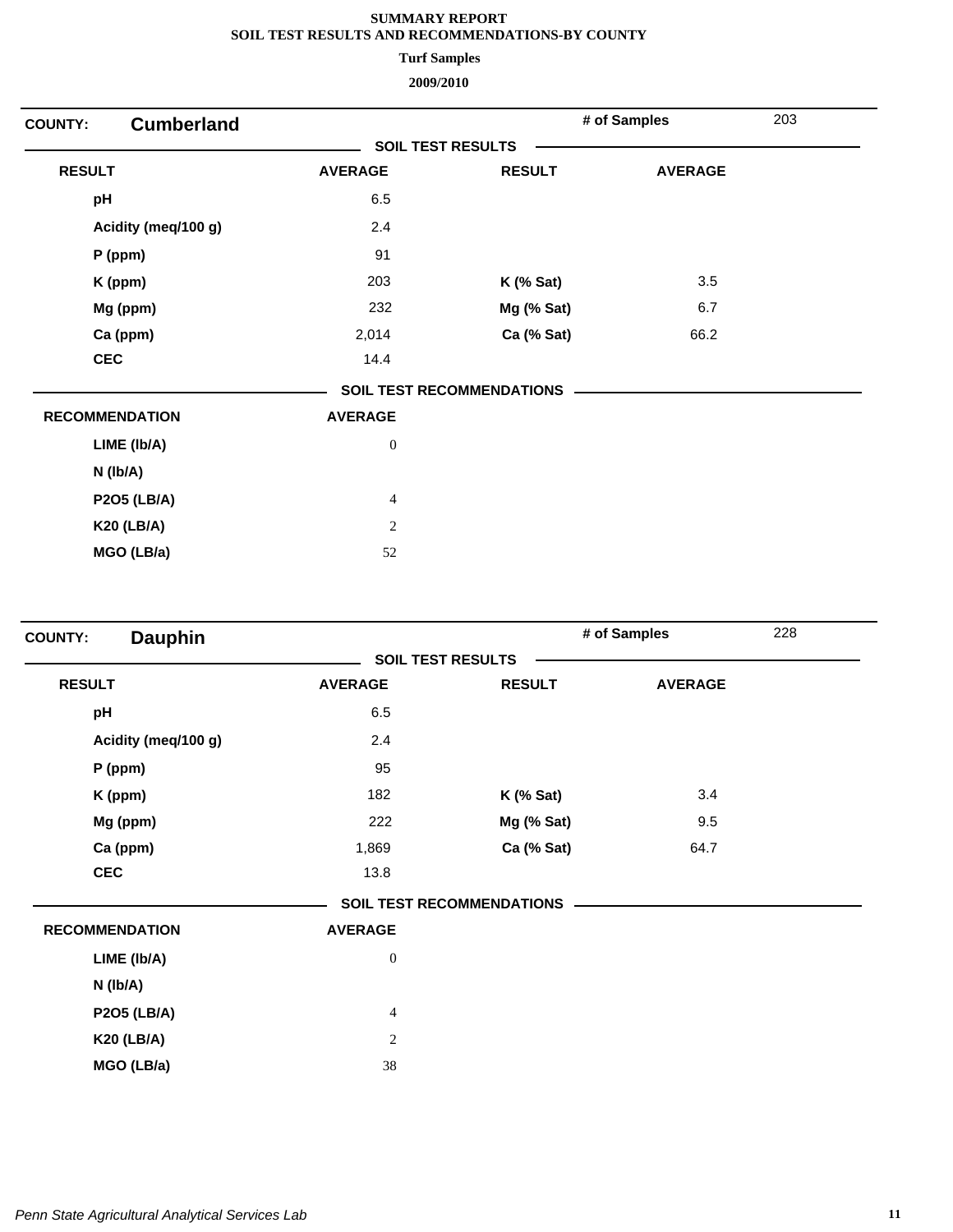**SUMMARY REPORT**
**SOIL TEST RESULTS AND RECOMMENDATIONS-BY COUNTY**

**Turf Samples**

**2009/2010**

**COUNTY: Cumberland** | **# of Samples** 203

**SOIL TEST RESULTS**

| RESULT | AVERAGE | RESULT | AVERAGE |
|---|---|---|---|
| pH | 6.5 | | |
| Acidity (meq/100 g) | 2.4 | | |
| P (ppm) | 91 | | |
| K (ppm) | 203 | K (% Sat) | 3.5 |
| Mg (ppm) | 232 | Mg (% Sat) | 6.7 |
| Ca (ppm) | 2,014 | Ca (% Sat) | 66.2 |
| CEC | 14.4 | | |

**SOIL TEST RECOMMENDATIONS**

| RECOMMENDATION | AVERAGE |
|---|---|
| LIME (lb/A) | 0 |
| N (lb/A) | |
| P2O5 (LB/A) | 4 |
| K20 (LB/A) | 2 |
| MGO (LB/a) | 52 |

**COUNTY: Dauphin** | **# of Samples** 228

**SOIL TEST RESULTS**

| RESULT | AVERAGE | RESULT | AVERAGE |
|---|---|---|---|
| pH | 6.5 | | |
| Acidity (meq/100 g) | 2.4 | | |
| P (ppm) | 95 | | |
| K (ppm) | 182 | K (% Sat) | 3.4 |
| Mg (ppm) | 222 | Mg (% Sat) | 9.5 |
| Ca (ppm) | 1,869 | Ca (% Sat) | 64.7 |
| CEC | 13.8 | | |

**SOIL TEST RECOMMENDATIONS**

| RECOMMENDATION | AVERAGE |
|---|---|
| LIME (lb/A) | 0 |
| N (lb/A) | |
| P2O5 (LB/A) | 4 |
| K20 (LB/A) | 2 |
| MGO (LB/a) | 38 |

*Penn State Agricultural Analytical Services Lab*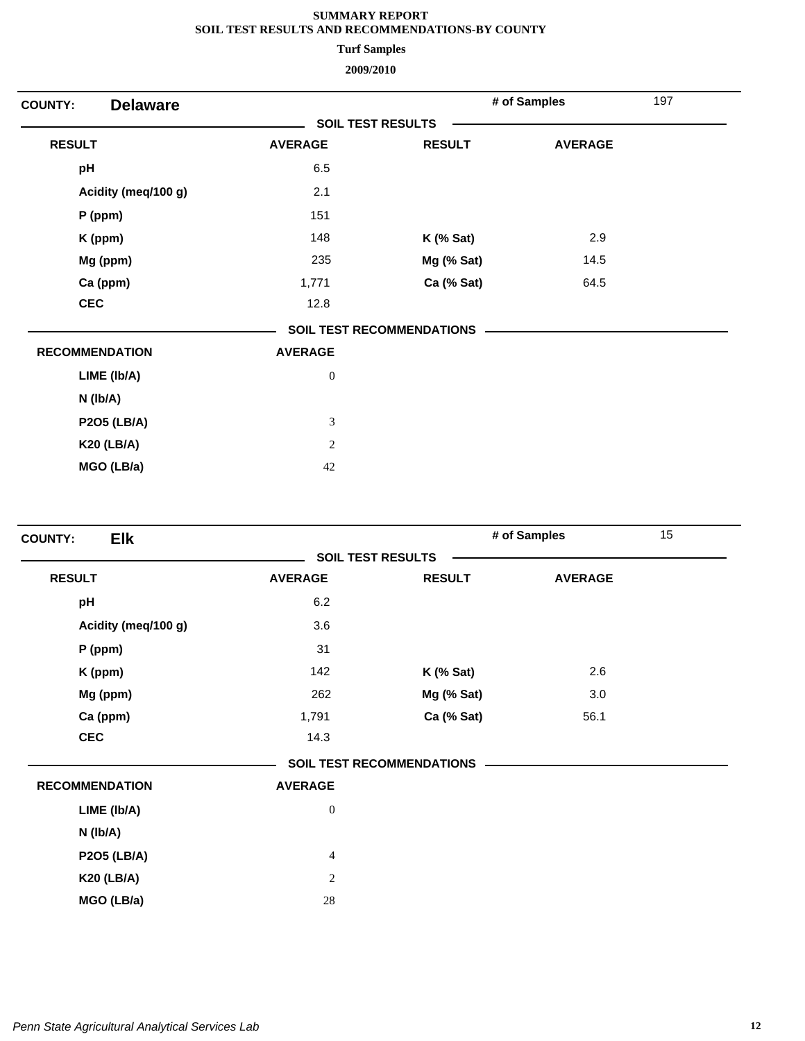**SUMMARY REPORT**
**SOIL TEST RESULTS AND RECOMMENDATIONS-BY COUNTY**

**Turf Samples**

**2009/2010**

**COUNTY: Delaware** | **# of Samples** 197

**SOIL TEST RESULTS**

| RESULT | AVERAGE | RESULT | AVERAGE |
|---|---|---|---|
| pH | 6.5 | | |
| Acidity (meq/100 g) | 2.1 | | |
| P (ppm) | 151 | | |
| K (ppm) | 148 | K (% Sat) | 2.9 |
| Mg (ppm) | 235 | Mg (% Sat) | 14.5 |
| Ca (ppm) | 1,771 | Ca (% Sat) | 64.5 |
| CEC | 12.8 | | |

**SOIL TEST RECOMMENDATIONS**

| RECOMMENDATION | AVERAGE |
|---|---|
| LIME (lb/A) | 0 |
| N (lb/A) | |
| P2O5 (LB/A) | 3 |
| K20 (LB/A) | 2 |
| MGO (LB/a) | 42 |

**COUNTY: Elk** | **# of Samples** 15

**SOIL TEST RESULTS**

| RESULT | AVERAGE | RESULT | AVERAGE |
|---|---|---|---|
| pH | 6.2 | | |
| Acidity (meq/100 g) | 3.6 | | |
| P (ppm) | 31 | | |
| K (ppm) | 142 | K (% Sat) | 2.6 |
| Mg (ppm) | 262 | Mg (% Sat) | 3.0 |
| Ca (ppm) | 1,791 | Ca (% Sat) | 56.1 |
| CEC | 14.3 | | |

**SOIL TEST RECOMMENDATIONS**

| RECOMMENDATION | AVERAGE |
|---|---|
| LIME (lb/A) | 0 |
| N (lb/A) | |
| P2O5 (LB/A) | 4 |
| K20 (LB/A) | 2 |
| MGO (LB/a) | 28 |

*Penn State Agricultural Analytical Services Lab*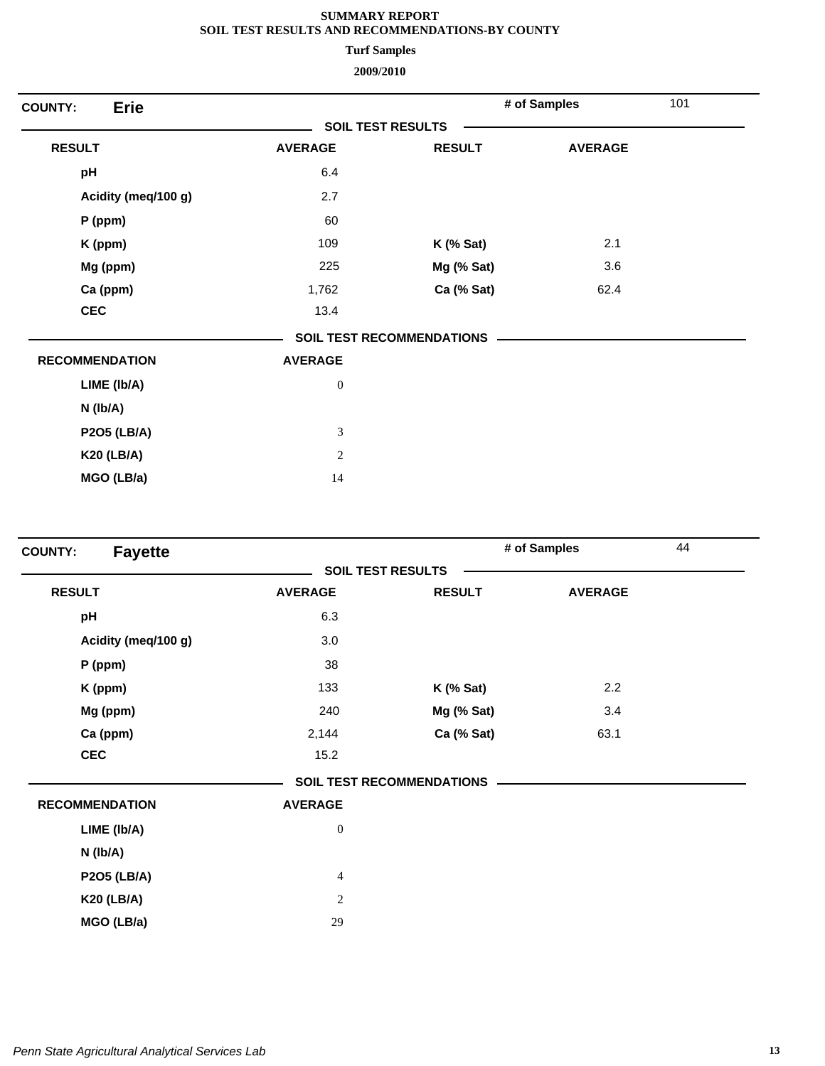# SUMMARY REPORT
## SOIL TEST RESULTS AND RECOMMENDATIONS-BY COUNTY
### Turf Samples
### 2009/2010

**COUNTY:** **Erie** — **# of Samples** 101

**SOIL TEST RESULTS**

| RESULT | AVERAGE | RESULT | AVERAGE |
|---|---|---|---|
| pH | 6.4 | | |
| Acidity (meq/100 g) | 2.7 | | |
| P (ppm) | 60 | | |
| K (ppm) | 109 | K (% Sat) | 2.1 |
| Mg (ppm) | 225 | Mg (% Sat) | 3.6 |
| Ca (ppm) | 1,762 | Ca (% Sat) | 62.4 |
| CEC | 13.4 | | |

**SOIL TEST RECOMMENDATIONS**

| RECOMMENDATION | AVERAGE |
|---|---|
| LIME (lb/A) | 0 |
| N (lb/A) | |
| P2O5 (LB/A) | 3 |
| K20 (LB/A) | 2 |
| MGO (LB/a) | 14 |

**COUNTY:** **Fayette** — **# of Samples** 44

**SOIL TEST RESULTS**

| RESULT | AVERAGE | RESULT | AVERAGE |
|---|---|---|---|
| pH | 6.3 | | |
| Acidity (meq/100 g) | 3.0 | | |
| P (ppm) | 38 | | |
| K (ppm) | 133 | K (% Sat) | 2.2 |
| Mg (ppm) | 240 | Mg (% Sat) | 3.4 |
| Ca (ppm) | 2,144 | Ca (% Sat) | 63.1 |
| CEC | 15.2 | | |

**SOIL TEST RECOMMENDATIONS**

| RECOMMENDATION | AVERAGE |
|---|---|
| LIME (lb/A) | 0 |
| N (lb/A) | |
| P2O5 (LB/A) | 4 |
| K20 (LB/A) | 2 |
| MGO (LB/a) | 29 |

*Penn State Agricultural Analytical Services Lab*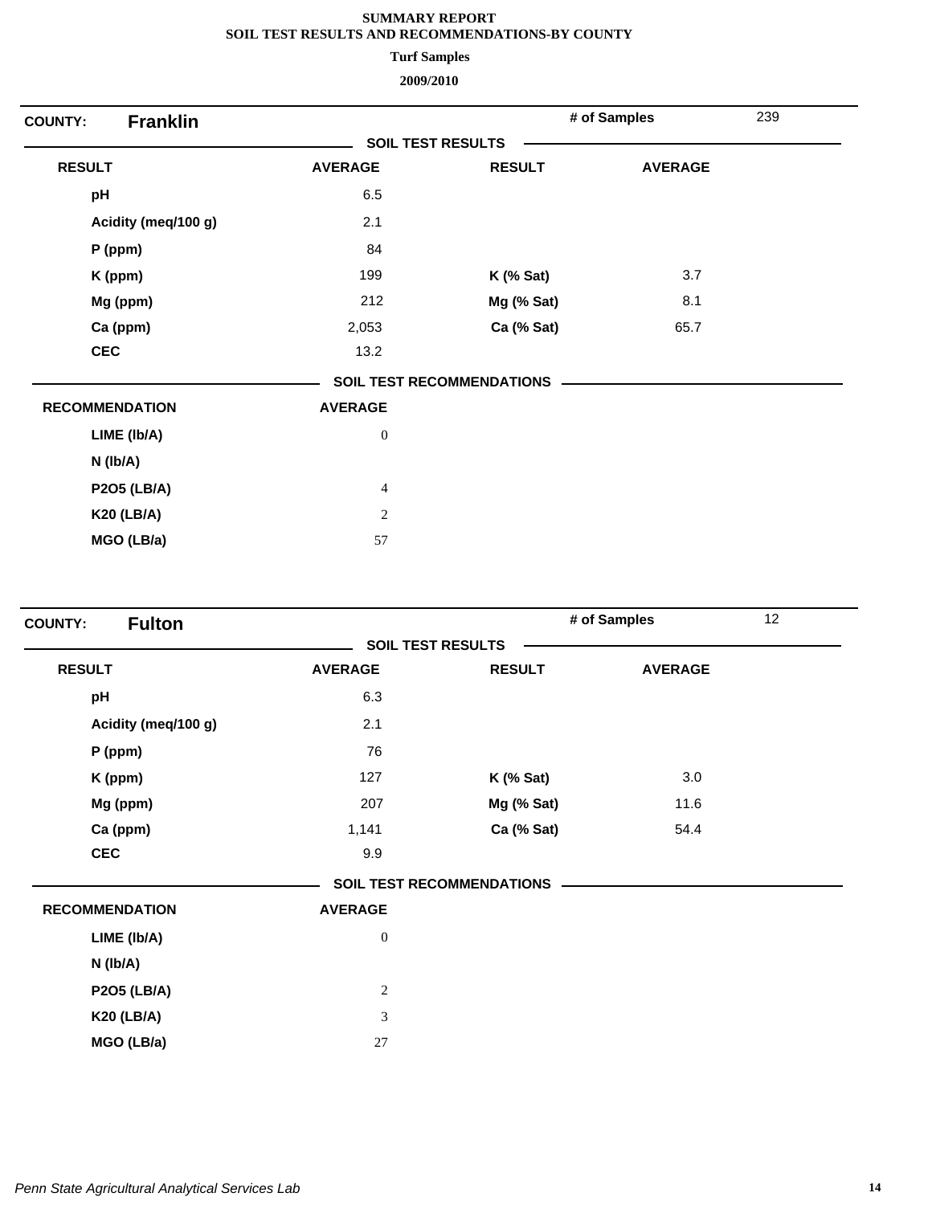# SUMMARY REPORT
## SOIL TEST RESULTS AND RECOMMENDATIONS-BY COUNTY
### Turf Samples
### 2009/2010

**COUNTY:** **Franklin** — **# of Samples** 239

**SOIL TEST RESULTS**

| RESULT | AVERAGE | RESULT | AVERAGE |
|---|---|---|---|
| pH | 6.5 | | |
| Acidity (meq/100 g) | 2.1 | | |
| P (ppm) | 84 | | |
| K (ppm) | 199 | K (% Sat) | 3.7 |
| Mg (ppm) | 212 | Mg (% Sat) | 8.1 |
| Ca (ppm) | 2,053 | Ca (% Sat) | 65.7 |
| CEC | 13.2 | | |

**SOIL TEST RECOMMENDATIONS**

| RECOMMENDATION | AVERAGE |
|---|---|
| LIME (lb/A) | 0 |
| N (lb/A) | |
| P2O5 (LB/A) | 4 |
| K20 (LB/A) | 2 |
| MGO (LB/a) | 57 |

**COUNTY:** **Fulton** — **# of Samples** 12

**SOIL TEST RESULTS**

| RESULT | AVERAGE | RESULT | AVERAGE |
|---|---|---|---|
| pH | 6.3 | | |
| Acidity (meq/100 g) | 2.1 | | |
| P (ppm) | 76 | | |
| K (ppm) | 127 | K (% Sat) | 3.0 |
| Mg (ppm) | 207 | Mg (% Sat) | 11.6 |
| Ca (ppm) | 1,141 | Ca (% Sat) | 54.4 |
| CEC | 9.9 | | |

**SOIL TEST RECOMMENDATIONS**

| RECOMMENDATION | AVERAGE |
|---|---|
| LIME (lb/A) | 0 |
| N (lb/A) | |
| P2O5 (LB/A) | 2 |
| K20 (LB/A) | 3 |
| MGO (LB/a) | 27 |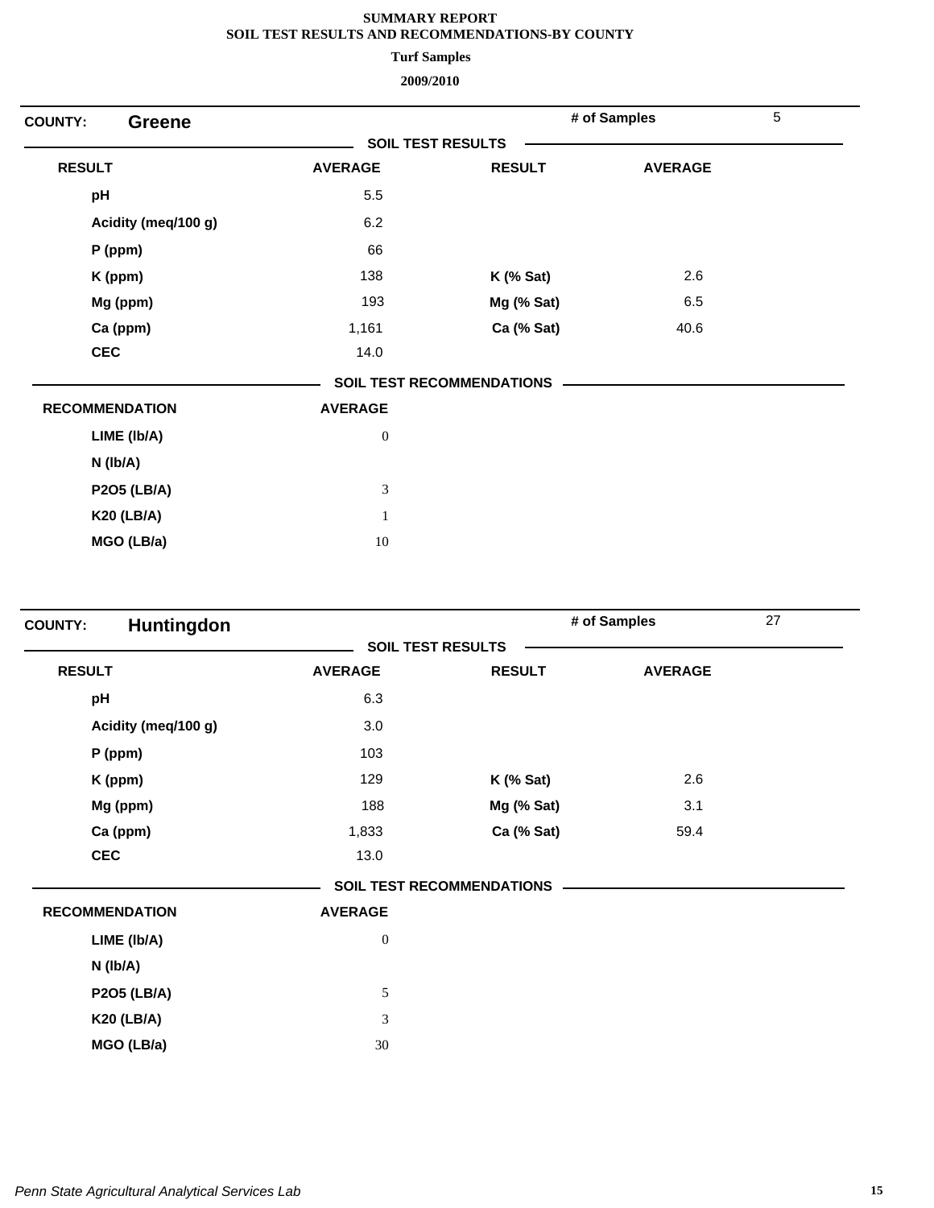**SUMMARY REPORT**
**SOIL TEST RESULTS AND RECOMMENDATIONS-BY COUNTY**

**Turf Samples**

**2009/2010**

**COUNTY: Greene** — **# of Samples** 5

**SOIL TEST RESULTS**

| RESULT | AVERAGE | RESULT | AVERAGE |
|---|---|---|---|
| pH | 5.5 | | |
| Acidity (meq/100 g) | 6.2 | | |
| P (ppm) | 66 | | |
| K (ppm) | 138 | K (% Sat) | 2.6 |
| Mg (ppm) | 193 | Mg (% Sat) | 6.5 |
| Ca (ppm) | 1,161 | Ca (% Sat) | 40.6 |
| CEC | 14.0 | | |

**SOIL TEST RECOMMENDATIONS**

| RECOMMENDATION | AVERAGE |
|---|---|
| LIME (lb/A) | 0 |
| N (lb/A) | |
| P2O5 (LB/A) | 3 |
| K20 (LB/A) | 1 |
| MGO (LB/a) | 10 |

**COUNTY: Huntingdon** — **# of Samples** 27

**SOIL TEST RESULTS**

| RESULT | AVERAGE | RESULT | AVERAGE |
|---|---|---|---|
| pH | 6.3 | | |
| Acidity (meq/100 g) | 3.0 | | |
| P (ppm) | 103 | | |
| K (ppm) | 129 | K (% Sat) | 2.6 |
| Mg (ppm) | 188 | Mg (% Sat) | 3.1 |
| Ca (ppm) | 1,833 | Ca (% Sat) | 59.4 |
| CEC | 13.0 | | |

**SOIL TEST RECOMMENDATIONS**

| RECOMMENDATION | AVERAGE |
|---|---|
| LIME (lb/A) | 0 |
| N (lb/A) | |
| P2O5 (LB/A) | 5 |
| K20 (LB/A) | 3 |
| MGO (LB/a) | 30 |

*Penn State Agricultural Analytical Services Lab*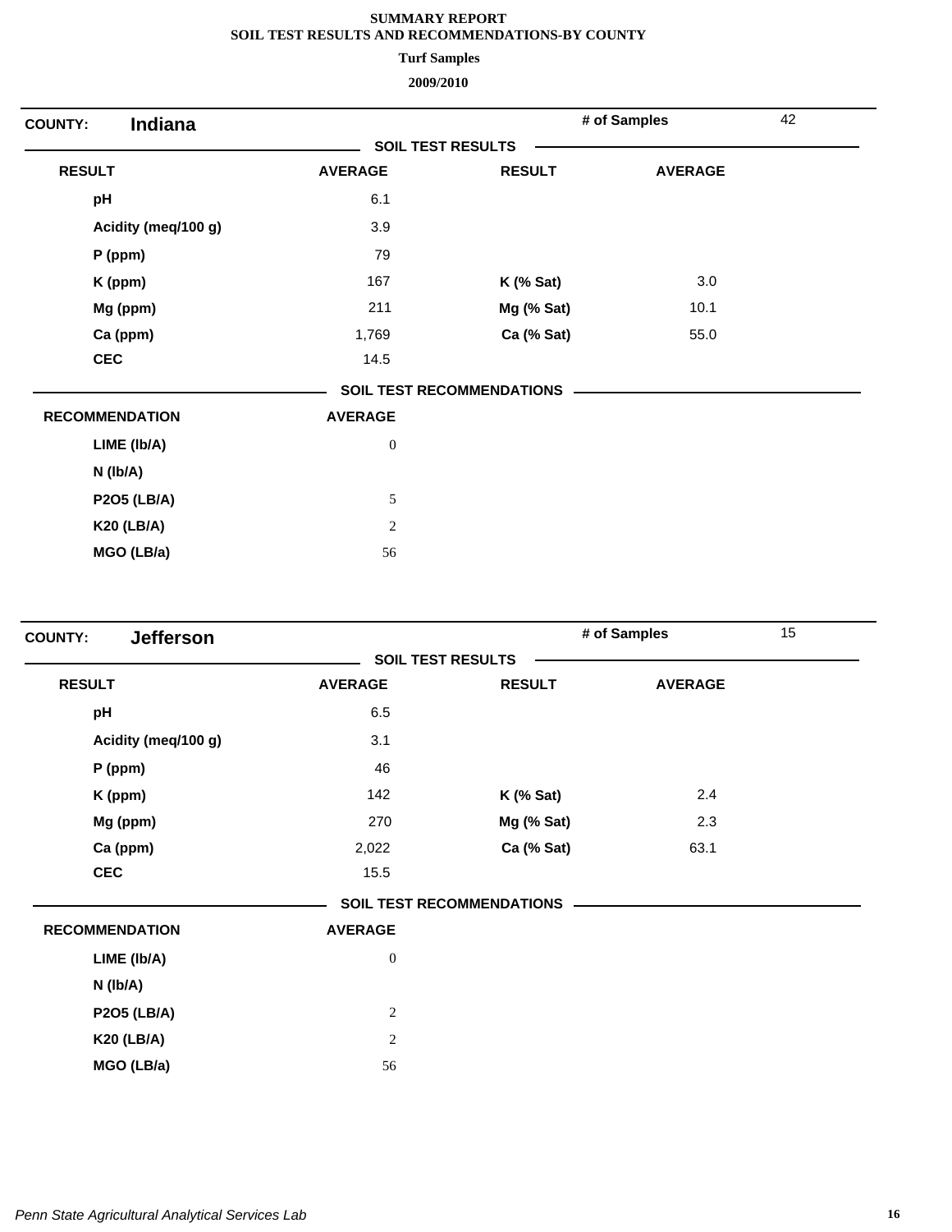**SUMMARY REPORT**
**SOIL TEST RESULTS AND RECOMMENDATIONS-BY COUNTY**

**Turf Samples**

**2009/2010**

**COUNTY:** **Indiana** | **# of Samples** 42

**SOIL TEST RESULTS**

| RESULT | AVERAGE | RESULT | AVERAGE |
|---|---|---|---|
| pH | 6.1 | | |
| Acidity (meq/100 g) | 3.9 | | |
| P (ppm) | 79 | | |
| K (ppm) | 167 | K (% Sat) | 3.0 |
| Mg (ppm) | 211 | Mg (% Sat) | 10.1 |
| Ca (ppm) | 1,769 | Ca (% Sat) | 55.0 |
| CEC | 14.5 | | |

**SOIL TEST RECOMMENDATIONS**

| RECOMMENDATION | AVERAGE |
|---|---|
| LIME (lb/A) | 0 |
| N (lb/A) | |
| P2O5 (LB/A) | 5 |
| K20 (LB/A) | 2 |
| MGO (LB/a) | 56 |

**COUNTY:** **Jefferson** | **# of Samples** 15

**SOIL TEST RESULTS**

| RESULT | AVERAGE | RESULT | AVERAGE |
|---|---|---|---|
| pH | 6.5 | | |
| Acidity (meq/100 g) | 3.1 | | |
| P (ppm) | 46 | | |
| K (ppm) | 142 | K (% Sat) | 2.4 |
| Mg (ppm) | 270 | Mg (% Sat) | 2.3 |
| Ca (ppm) | 2,022 | Ca (% Sat) | 63.1 |
| CEC | 15.5 | | |

**SOIL TEST RECOMMENDATIONS**

| RECOMMENDATION | AVERAGE |
|---|---|
| LIME (lb/A) | 0 |
| N (lb/A) | |
| P2O5 (LB/A) | 2 |
| K20 (LB/A) | 2 |
| MGO (LB/a) | 56 |

*Penn State Agricultural Analytical Services Lab*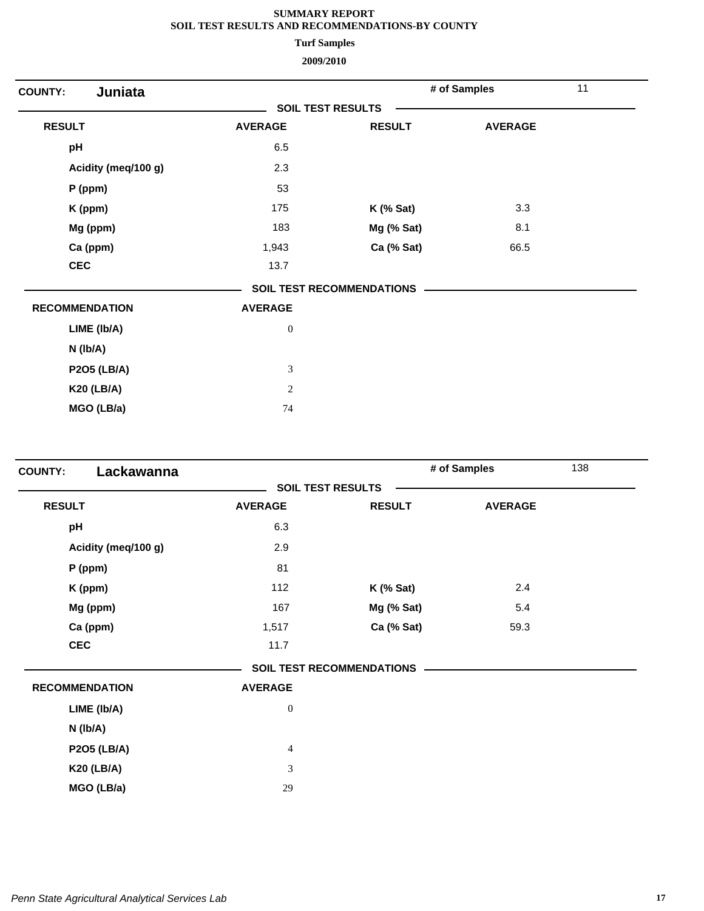# SUMMARY REPORT
## SOIL TEST RESULTS AND RECOMMENDATIONS-BY COUNTY
### Turf Samples
### 2009/2010

**COUNTY:** **Juniata** — **# of Samples** 11

**SOIL TEST RESULTS**

| RESULT | AVERAGE | RESULT | AVERAGE |
|---|---|---|---|
| pH | 6.5 | | |
| Acidity (meq/100 g) | 2.3 | | |
| P (ppm) | 53 | | |
| K (ppm) | 175 | K (% Sat) | 3.3 |
| Mg (ppm) | 183 | Mg (% Sat) | 8.1 |
| Ca (ppm) | 1,943 | Ca (% Sat) | 66.5 |
| CEC | 13.7 | | |

**SOIL TEST RECOMMENDATIONS**

| RECOMMENDATION | AVERAGE |
|---|---|
| LIME (lb/A) | 0 |
| N (lb/A) | |
| P2O5 (LB/A) | 3 |
| K20 (LB/A) | 2 |
| MGO (LB/a) | 74 |

**COUNTY:** **Lackawanna** — **# of Samples** 138

**SOIL TEST RESULTS**

| RESULT | AVERAGE | RESULT | AVERAGE |
|---|---|---|---|
| pH | 6.3 | | |
| Acidity (meq/100 g) | 2.9 | | |
| P (ppm) | 81 | | |
| K (ppm) | 112 | K (% Sat) | 2.4 |
| Mg (ppm) | 167 | Mg (% Sat) | 5.4 |
| Ca (ppm) | 1,517 | Ca (% Sat) | 59.3 |
| CEC | 11.7 | | |

**SOIL TEST RECOMMENDATIONS**

| RECOMMENDATION | AVERAGE |
|---|---|
| LIME (lb/A) | 0 |
| N (lb/A) | |
| P2O5 (LB/A) | 4 |
| K20 (LB/A) | 3 |
| MGO (LB/a) | 29 |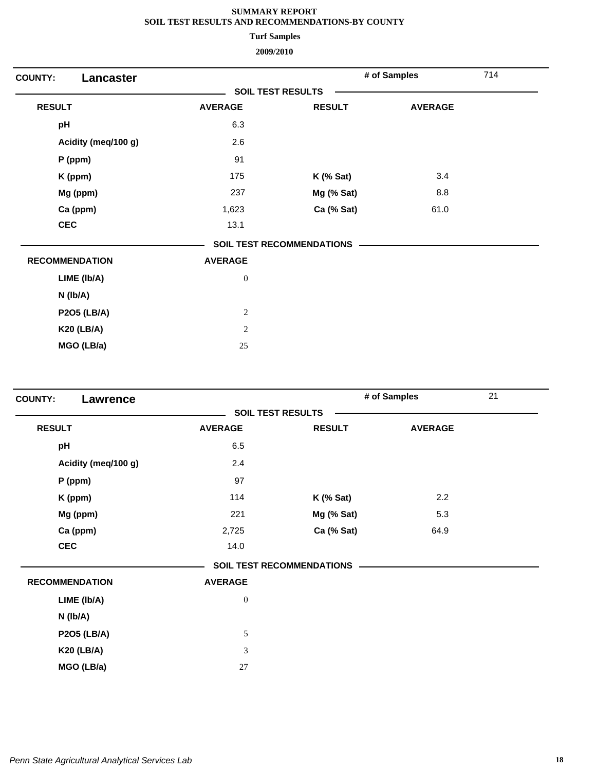**SUMMARY REPORT**
**SOIL TEST RESULTS AND RECOMMENDATIONS-BY COUNTY**

**Turf Samples**

**2009/2010**

**COUNTY: Lancaster** | **# of Samples** 714

**SOIL TEST RESULTS**

| RESULT | AVERAGE | RESULT | AVERAGE |
|---|---|---|---|
| pH | 6.3 | | |
| Acidity (meq/100 g) | 2.6 | | |
| P (ppm) | 91 | | |
| K (ppm) | 175 | K (% Sat) | 3.4 |
| Mg (ppm) | 237 | Mg (% Sat) | 8.8 |
| Ca (ppm) | 1,623 | Ca (% Sat) | 61.0 |
| CEC | 13.1 | | |

**SOIL TEST RECOMMENDATIONS**

| RECOMMENDATION | AVERAGE |
|---|---|
| LIME (lb/A) | 0 |
| N (lb/A) | |
| P2O5 (LB/A) | 2 |
| K20 (LB/A) | 2 |
| MGO (LB/a) | 25 |

**COUNTY: Lawrence** | **# of Samples** 21

**SOIL TEST RESULTS**

| RESULT | AVERAGE | RESULT | AVERAGE |
|---|---|---|---|
| pH | 6.5 | | |
| Acidity (meq/100 g) | 2.4 | | |
| P (ppm) | 97 | | |
| K (ppm) | 114 | K (% Sat) | 2.2 |
| Mg (ppm) | 221 | Mg (% Sat) | 5.3 |
| Ca (ppm) | 2,725 | Ca (% Sat) | 64.9 |
| CEC | 14.0 | | |

**SOIL TEST RECOMMENDATIONS**

| RECOMMENDATION | AVERAGE |
|---|---|
| LIME (lb/A) | 0 |
| N (lb/A) | |
| P2O5 (LB/A) | 5 |
| K20 (LB/A) | 3 |
| MGO (LB/a) | 27 |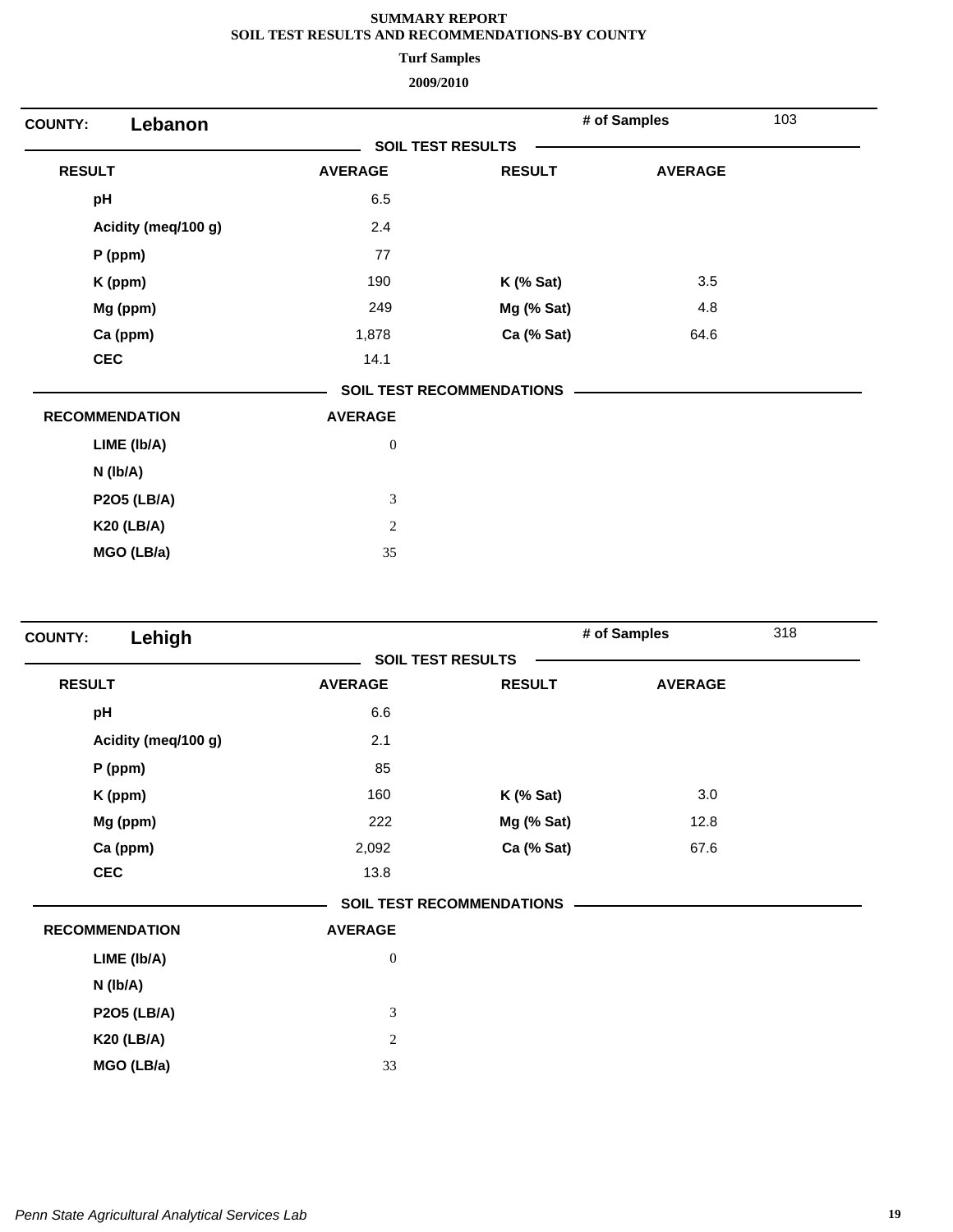# SUMMARY REPORT
## SOIL TEST RESULTS AND RECOMMENDATIONS-BY COUNTY
### Turf Samples
### 2009/2010

**COUNTY: Lebanon** | **# of Samples** 103

**SOIL TEST RESULTS**

| RESULT | AVERAGE | RESULT | AVERAGE |
|---|---|---|---|
| pH | 6.5 | | |
| Acidity (meq/100 g) | 2.4 | | |
| P (ppm) | 77 | | |
| K (ppm) | 190 | K (% Sat) | 3.5 |
| Mg (ppm) | 249 | Mg (% Sat) | 4.8 |
| Ca (ppm) | 1,878 | Ca (% Sat) | 64.6 |
| CEC | 14.1 | | |

**SOIL TEST RECOMMENDATIONS**

| RECOMMENDATION | AVERAGE |
|---|---|
| LIME (lb/A) | 0 |
| N (lb/A) | |
| P2O5 (LB/A) | 3 |
| K20 (LB/A) | 2 |
| MGO (LB/a) | 35 |

**COUNTY: Lehigh** | **# of Samples** 318

**SOIL TEST RESULTS**

| RESULT | AVERAGE | RESULT | AVERAGE |
|---|---|---|---|
| pH | 6.6 | | |
| Acidity (meq/100 g) | 2.1 | | |
| P (ppm) | 85 | | |
| K (ppm) | 160 | K (% Sat) | 3.0 |
| Mg (ppm) | 222 | Mg (% Sat) | 12.8 |
| Ca (ppm) | 2,092 | Ca (% Sat) | 67.6 |
| CEC | 13.8 | | |

**SOIL TEST RECOMMENDATIONS**

| RECOMMENDATION | AVERAGE |
|---|---|
| LIME (lb/A) | 0 |
| N (lb/A) | |
| P2O5 (LB/A) | 3 |
| K20 (LB/A) | 2 |
| MGO (LB/a) | 33 |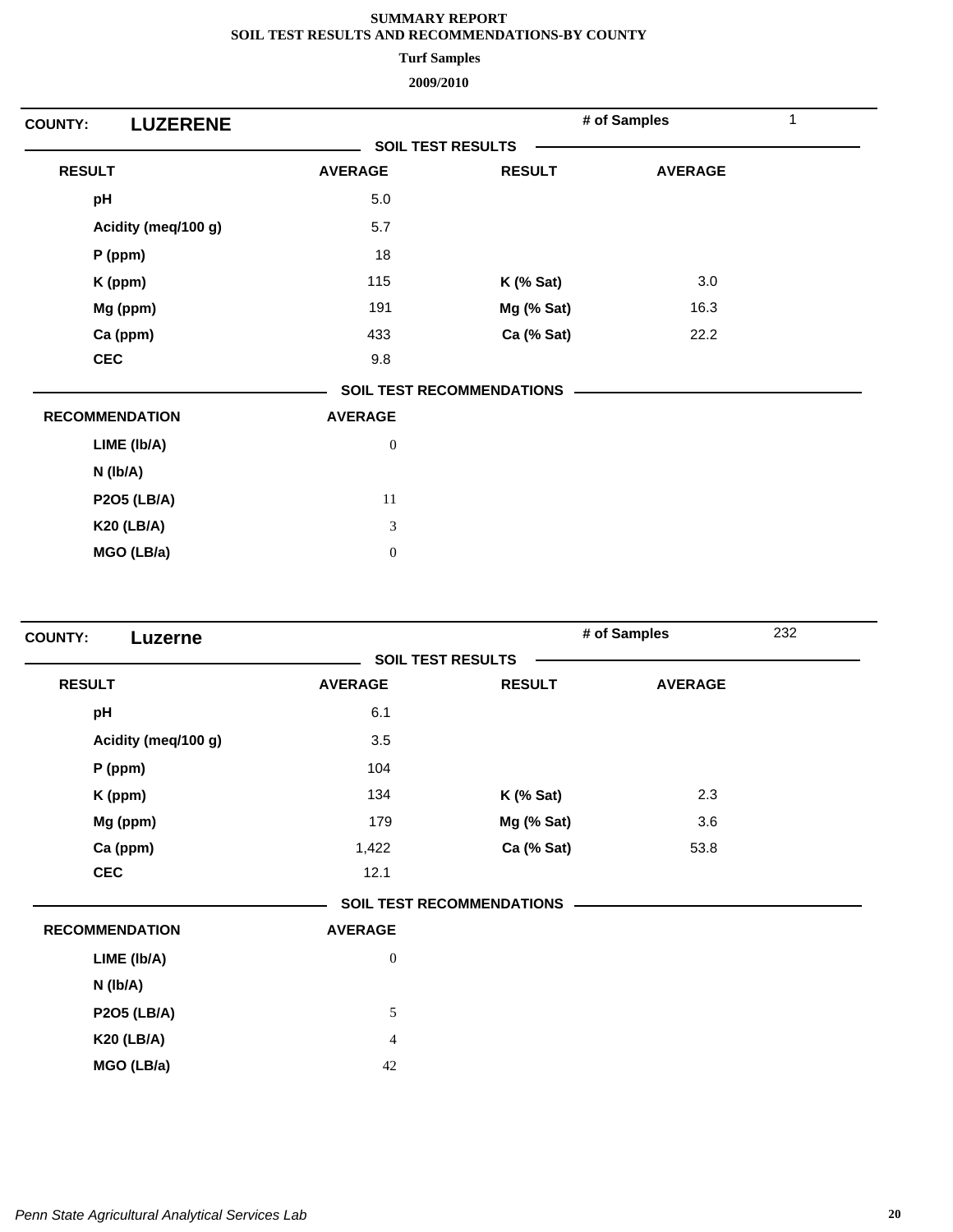**SUMMARY REPORT**
**SOIL TEST RESULTS AND RECOMMENDATIONS-BY COUNTY**

**Turf Samples**

**2009/2010**

**COUNTY: LUZERENE** — **# of Samples** 1

**SOIL TEST RESULTS**

| RESULT | AVERAGE | RESULT | AVERAGE |
|---|---|---|---|
| pH | 5.0 | | |
| Acidity (meq/100 g) | 5.7 | | |
| P (ppm) | 18 | | |
| K (ppm) | 115 | K (% Sat) | 3.0 |
| Mg (ppm) | 191 | Mg (% Sat) | 16.3 |
| Ca (ppm) | 433 | Ca (% Sat) | 22.2 |
| CEC | 9.8 | | |

**SOIL TEST RECOMMENDATIONS**

| RECOMMENDATION | AVERAGE |
|---|---|
| LIME (lb/A) | 0 |
| N (lb/A) | |
| P2O5 (LB/A) | 11 |
| K20 (LB/A) | 3 |
| MGO (LB/a) | 0 |

**COUNTY: Luzerne** — **# of Samples** 232

**SOIL TEST RESULTS**

| RESULT | AVERAGE | RESULT | AVERAGE |
|---|---|---|---|
| pH | 6.1 | | |
| Acidity (meq/100 g) | 3.5 | | |
| P (ppm) | 104 | | |
| K (ppm) | 134 | K (% Sat) | 2.3 |
| Mg (ppm) | 179 | Mg (% Sat) | 3.6 |
| Ca (ppm) | 1,422 | Ca (% Sat) | 53.8 |
| CEC | 12.1 | | |

**SOIL TEST RECOMMENDATIONS**

| RECOMMENDATION | AVERAGE |
|---|---|
| LIME (lb/A) | 0 |
| N (lb/A) | |
| P2O5 (LB/A) | 5 |
| K20 (LB/A) | 4 |
| MGO (LB/a) | 42 |

*Penn State Agricultural Analytical Services Lab*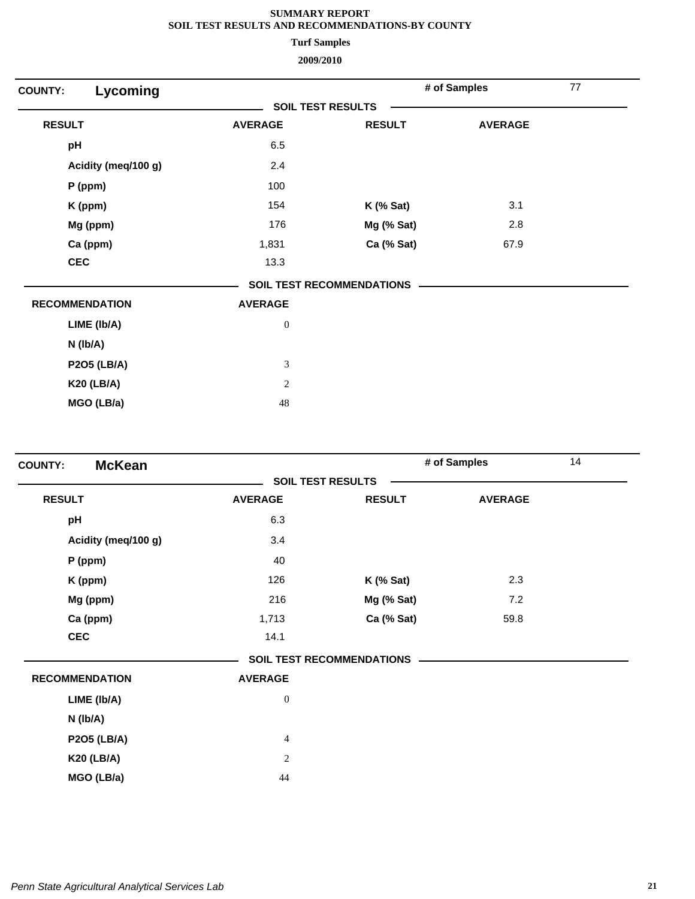**SUMMARY REPORT**
**SOIL TEST RESULTS AND RECOMMENDATIONS-BY COUNTY**
**Turf Samples**
**2009/2010**

## COUNTY: Lycoming

**# of Samples** 77

### SOIL TEST RESULTS

| RESULT | AVERAGE | RESULT | AVERAGE |
|---|---|---|---|
| pH | 6.5 | | |
| Acidity (meq/100 g) | 2.4 | | |
| P (ppm) | 100 | | |
| K (ppm) | 154 | K (% Sat) | 3.1 |
| Mg (ppm) | 176 | Mg (% Sat) | 2.8 |
| Ca (ppm) | 1,831 | Ca (% Sat) | 67.9 |
| CEC | 13.3 | | |

### SOIL TEST RECOMMENDATIONS

| RECOMMENDATION | AVERAGE |
|---|---|
| LIME (lb/A) | 0 |
| N (lb/A) | |
| P2O5 (LB/A) | 3 |
| K20 (LB/A) | 2 |
| MGO (LB/a) | 48 |

## COUNTY: McKean

**# of Samples** 14

### SOIL TEST RESULTS

| RESULT | AVERAGE | RESULT | AVERAGE |
|---|---|---|---|
| pH | 6.3 | | |
| Acidity (meq/100 g) | 3.4 | | |
| P (ppm) | 40 | | |
| K (ppm) | 126 | K (% Sat) | 2.3 |
| Mg (ppm) | 216 | Mg (% Sat) | 7.2 |
| Ca (ppm) | 1,713 | Ca (% Sat) | 59.8 |
| CEC | 14.1 | | |

### SOIL TEST RECOMMENDATIONS

| RECOMMENDATION | AVERAGE |
|---|---|
| LIME (lb/A) | 0 |
| N (lb/A) | |
| P2O5 (LB/A) | 4 |
| K20 (LB/A) | 2 |
| MGO (LB/a) | 44 |

*Penn State Agricultural Analytical Services Lab*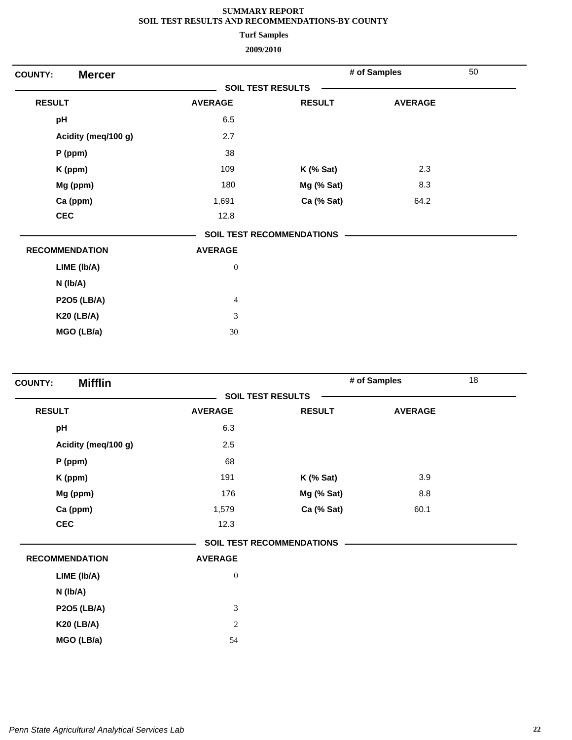**SUMMARY REPORT**
**SOIL TEST RESULTS AND RECOMMENDATIONS-BY COUNTY**
**Turf Samples**
**2009/2010**

**COUNTY: Mercer** — # of Samples: 50

**SOIL TEST RESULTS**

| RESULT | AVERAGE | RESULT | AVERAGE |
|---|---|---|---|
| pH | 6.5 | | |
| Acidity (meq/100 g) | 2.7 | | |
| P (ppm) | 38 | | |
| K (ppm) | 109 | K (% Sat) | 2.3 |
| Mg (ppm) | 180 | Mg (% Sat) | 8.3 |
| Ca (ppm) | 1,691 | Ca (% Sat) | 64.2 |
| CEC | 12.8 | | |

**SOIL TEST RECOMMENDATIONS**

| RECOMMENDATION | AVERAGE |
|---|---|
| LIME (lb/A) | 0 |
| N (lb/A) | |
| P2O5 (LB/A) | 4 |
| K20 (LB/A) | 3 |
| MGO (LB/a) | 30 |

**COUNTY: Mifflin** — # of Samples: 18

**SOIL TEST RESULTS**

| RESULT | AVERAGE | RESULT | AVERAGE |
|---|---|---|---|
| pH | 6.3 | | |
| Acidity (meq/100 g) | 2.5 | | |
| P (ppm) | 68 | | |
| K (ppm) | 191 | K (% Sat) | 3.9 |
| Mg (ppm) | 176 | Mg (% Sat) | 8.8 |
| Ca (ppm) | 1,579 | Ca (% Sat) | 60.1 |
| CEC | 12.3 | | |

**SOIL TEST RECOMMENDATIONS**

| RECOMMENDATION | AVERAGE |
|---|---|
| LIME (lb/A) | 0 |
| N (lb/A) | |
| P2O5 (LB/A) | 3 |
| K20 (LB/A) | 2 |
| MGO (LB/a) | 54 |

*Penn State Agricultural Analytical Services Lab*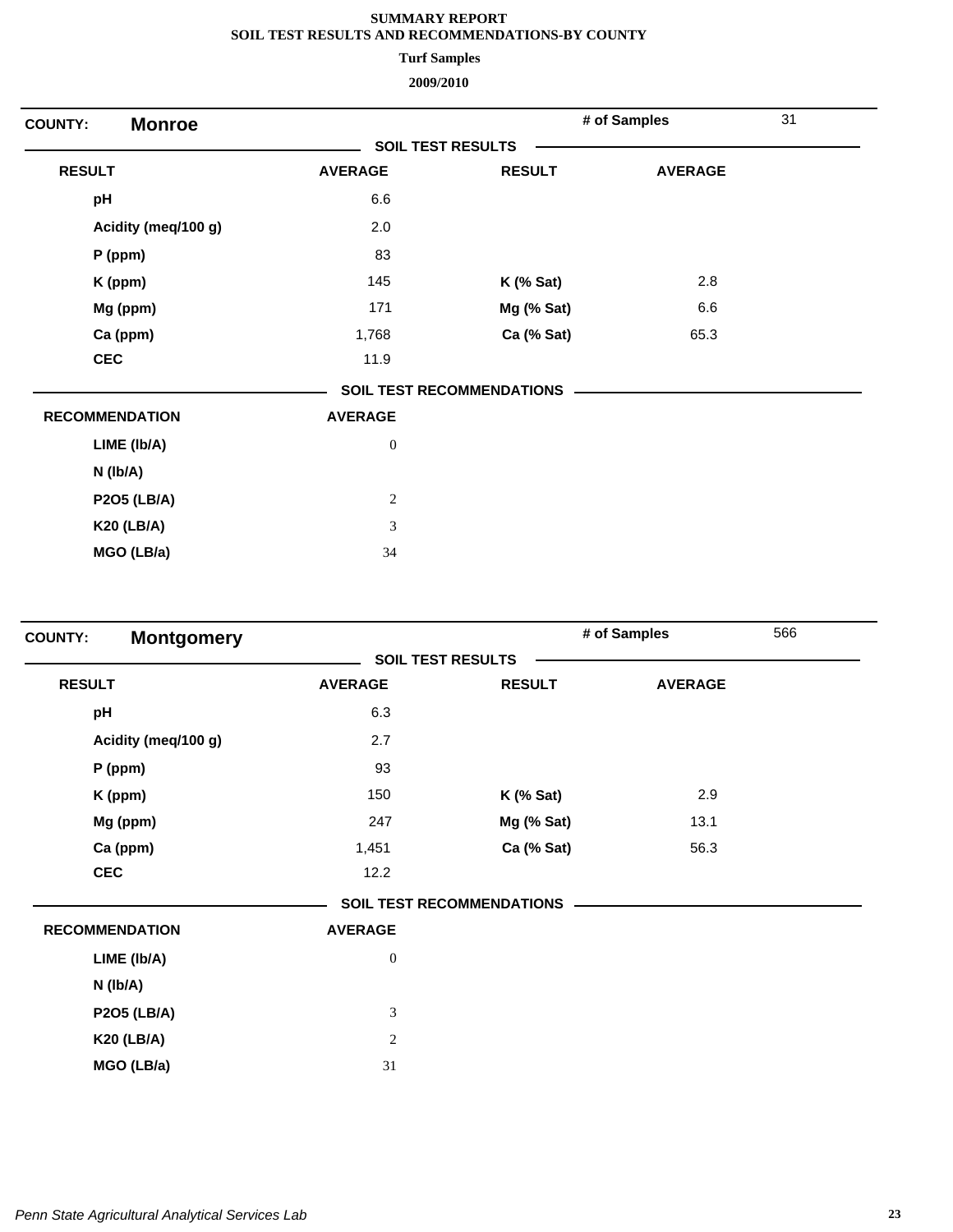**SUMMARY REPORT**
**SOIL TEST RESULTS AND RECOMMENDATIONS-BY COUNTY**

**Turf Samples**

**2009/2010**

## COUNTY: Monroe

**# of Samples** 31

**SOIL TEST RESULTS**

| RESULT | AVERAGE | RESULT | AVERAGE |
|---|---|---|---|
| pH | 6.6 | | |
| Acidity (meq/100 g) | 2.0 | | |
| P (ppm) | 83 | | |
| K (ppm) | 145 | K (% Sat) | 2.8 |
| Mg (ppm) | 171 | Mg (% Sat) | 6.6 |
| Ca (ppm) | 1,768 | Ca (% Sat) | 65.3 |
| CEC | 11.9 | | |

**SOIL TEST RECOMMENDATIONS**

| RECOMMENDATION | AVERAGE |
|---|---|
| LIME (lb/A) | 0 |
| N (lb/A) | |
| P2O5 (LB/A) | 2 |
| K20 (LB/A) | 3 |
| MGO (LB/a) | 34 |

## COUNTY: Montgomery

**# of Samples** 566

**SOIL TEST RESULTS**

| RESULT | AVERAGE | RESULT | AVERAGE |
|---|---|---|---|
| pH | 6.3 | | |
| Acidity (meq/100 g) | 2.7 | | |
| P (ppm) | 93 | | |
| K (ppm) | 150 | K (% Sat) | 2.9 |
| Mg (ppm) | 247 | Mg (% Sat) | 13.1 |
| Ca (ppm) | 1,451 | Ca (% Sat) | 56.3 |
| CEC | 12.2 | | |

**SOIL TEST RECOMMENDATIONS**

| RECOMMENDATION | AVERAGE |
|---|---|
| LIME (lb/A) | 0 |
| N (lb/A) | |
| P2O5 (LB/A) | 3 |
| K20 (LB/A) | 2 |
| MGO (LB/a) | 31 |

*Penn State Agricultural Analytical Services Lab*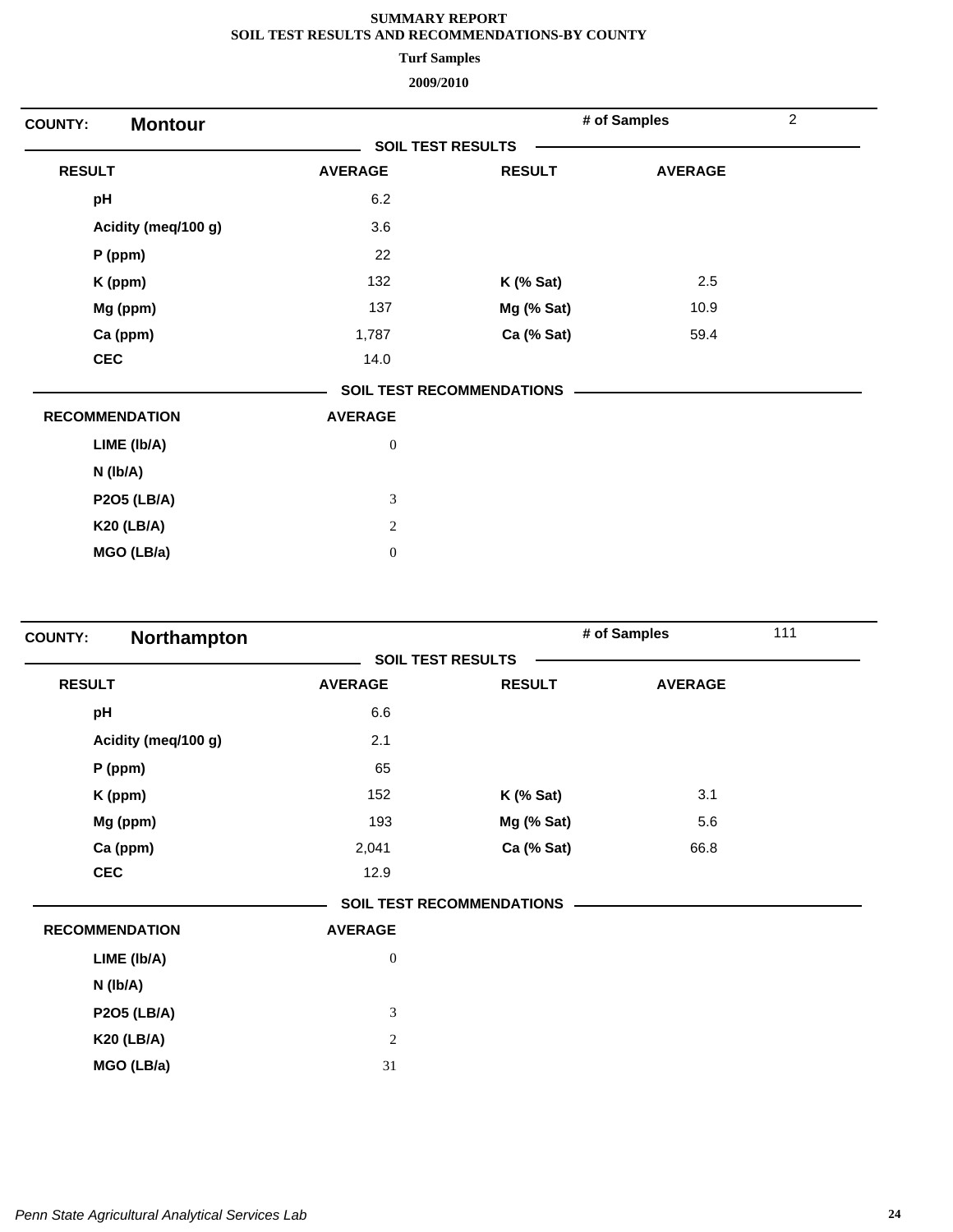# SUMMARY REPORT
## SOIL TEST RESULTS AND RECOMMENDATIONS-BY COUNTY
### Turf Samples
### 2009/2010

**COUNTY: Montour** — **# of Samples** 2

**SOIL TEST RESULTS**

| RESULT | AVERAGE | RESULT | AVERAGE |
|---|---|---|---|
| pH | 6.2 | | |
| Acidity (meq/100 g) | 3.6 | | |
| P (ppm) | 22 | | |
| K (ppm) | 132 | K (% Sat) | 2.5 |
| Mg (ppm) | 137 | Mg (% Sat) | 10.9 |
| Ca (ppm) | 1,787 | Ca (% Sat) | 59.4 |
| CEC | 14.0 | | |

**SOIL TEST RECOMMENDATIONS**

| RECOMMENDATION | AVERAGE |
|---|---|
| LIME (lb/A) | 0 |
| N (lb/A) | |
| P2O5 (LB/A) | 3 |
| K20 (LB/A) | 2 |
| MGO (LB/a) | 0 |

**COUNTY: Northampton** — **# of Samples** 111

**SOIL TEST RESULTS**

| RESULT | AVERAGE | RESULT | AVERAGE |
|---|---|---|---|
| pH | 6.6 | | |
| Acidity (meq/100 g) | 2.1 | | |
| P (ppm) | 65 | | |
| K (ppm) | 152 | K (% Sat) | 3.1 |
| Mg (ppm) | 193 | Mg (% Sat) | 5.6 |
| Ca (ppm) | 2,041 | Ca (% Sat) | 66.8 |
| CEC | 12.9 | | |

**SOIL TEST RECOMMENDATIONS**

| RECOMMENDATION | AVERAGE |
|---|---|
| LIME (lb/A) | 0 |
| N (lb/A) | |
| P2O5 (LB/A) | 3 |
| K20 (LB/A) | 2 |
| MGO (LB/a) | 31 |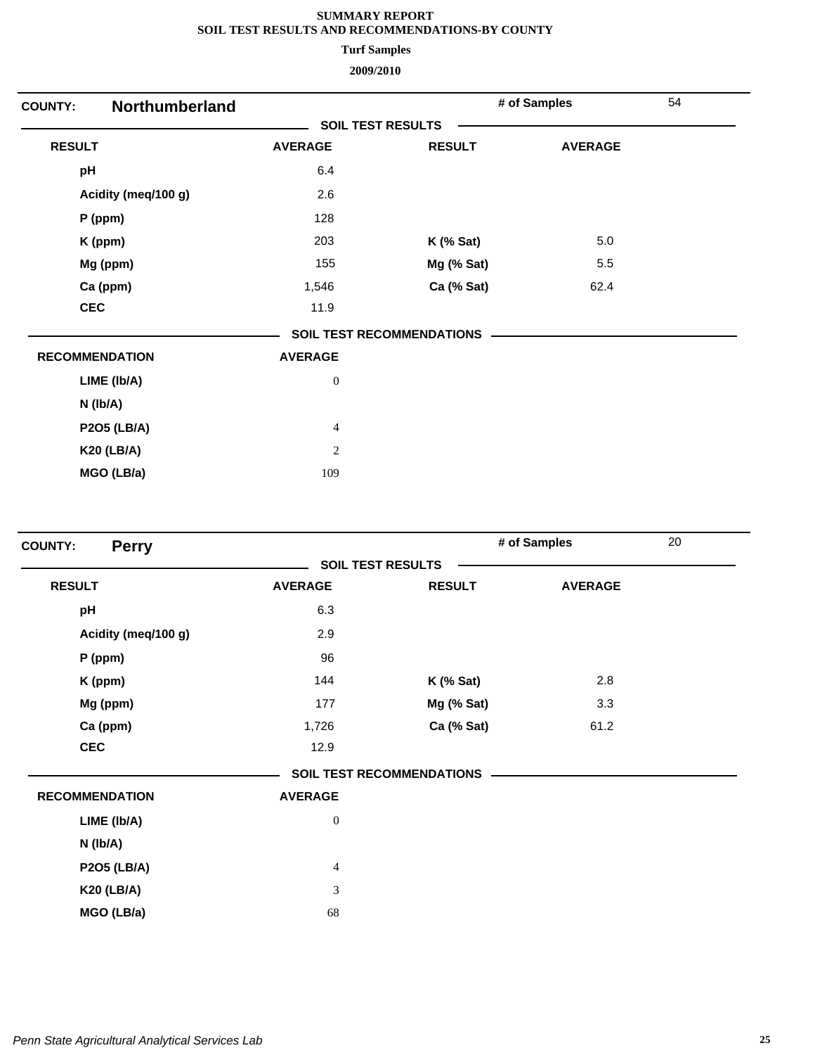**SUMMARY REPORT**
**SOIL TEST RESULTS AND RECOMMENDATIONS-BY COUNTY**

**Turf Samples**

**2009/2010**

**COUNTY: Northumberland** | **# of Samples** 54

**SOIL TEST RESULTS**

| RESULT | AVERAGE | RESULT | AVERAGE |
|---|---|---|---|
| pH | 6.4 | | |
| Acidity (meq/100 g) | 2.6 | | |
| P (ppm) | 128 | | |
| K (ppm) | 203 | K (% Sat) | 5.0 |
| Mg (ppm) | 155 | Mg (% Sat) | 5.5 |
| Ca (ppm) | 1,546 | Ca (% Sat) | 62.4 |
| CEC | 11.9 | | |

**SOIL TEST RECOMMENDATIONS**

| RECOMMENDATION | AVERAGE |
|---|---|
| LIME (lb/A) | 0 |
| N (lb/A) | |
| P2O5 (LB/A) | 4 |
| K20 (LB/A) | 2 |
| MGO (LB/a) | 109 |

**COUNTY: Perry** | **# of Samples** 20

**SOIL TEST RESULTS**

| RESULT | AVERAGE | RESULT | AVERAGE |
|---|---|---|---|
| pH | 6.3 | | |
| Acidity (meq/100 g) | 2.9 | | |
| P (ppm) | 96 | | |
| K (ppm) | 144 | K (% Sat) | 2.8 |
| Mg (ppm) | 177 | Mg (% Sat) | 3.3 |
| Ca (ppm) | 1,726 | Ca (% Sat) | 61.2 |
| CEC | 12.9 | | |

**SOIL TEST RECOMMENDATIONS**

| RECOMMENDATION | AVERAGE |
|---|---|
| LIME (lb/A) | 0 |
| N (lb/A) | |
| P2O5 (LB/A) | 4 |
| K20 (LB/A) | 3 |
| MGO (LB/a) | 68 |

*Penn State Agricultural Analytical Services Lab*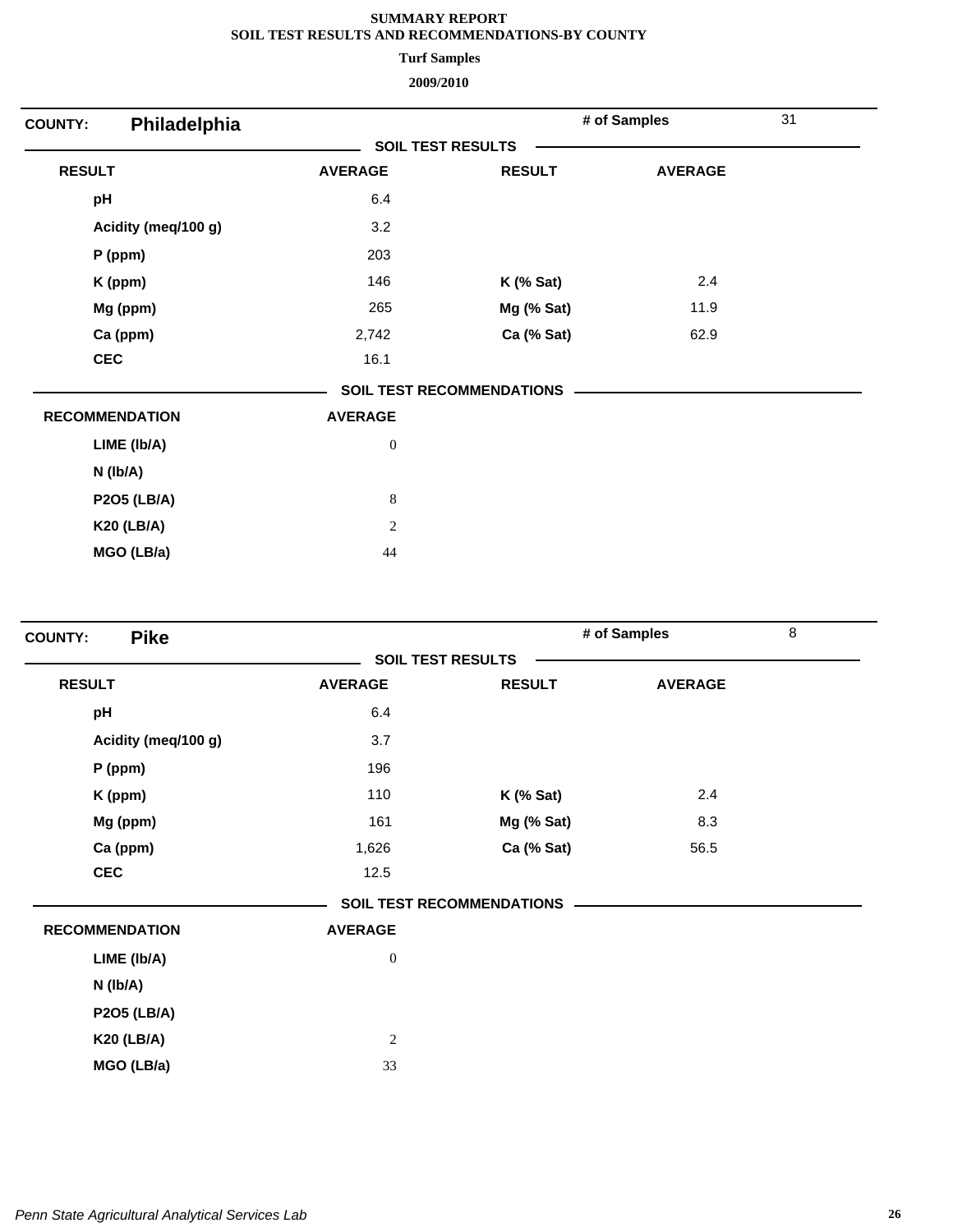# SUMMARY REPORT
## SOIL TEST RESULTS AND RECOMMENDATIONS-BY COUNTY

**Turf Samples**

**2009/2010**

**COUNTY: Philadelphia** | **# of Samples** 31

**SOIL TEST RESULTS**

| RESULT | AVERAGE | RESULT | AVERAGE |
|---|---|---|---|
| pH | 6.4 | | |
| Acidity (meq/100 g) | 3.2 | | |
| P (ppm) | 203 | | |
| K (ppm) | 146 | K (% Sat) | 2.4 |
| Mg (ppm) | 265 | Mg (% Sat) | 11.9 |
| Ca (ppm) | 2,742 | Ca (% Sat) | 62.9 |
| CEC | 16.1 | | |

**SOIL TEST RECOMMENDATIONS**

| RECOMMENDATION | AVERAGE |
|---|---|
| LIME (lb/A) | 0 |
| N (lb/A) | |
| P2O5 (LB/A) | 8 |
| K20 (LB/A) | 2 |
| MGO (LB/a) | 44 |

**COUNTY: Pike** | **# of Samples** 8

**SOIL TEST RESULTS**

| RESULT | AVERAGE | RESULT | AVERAGE |
|---|---|---|---|
| pH | 6.4 | | |
| Acidity (meq/100 g) | 3.7 | | |
| P (ppm) | 196 | | |
| K (ppm) | 110 | K (% Sat) | 2.4 |
| Mg (ppm) | 161 | Mg (% Sat) | 8.3 |
| Ca (ppm) | 1,626 | Ca (% Sat) | 56.5 |
| CEC | 12.5 | | |

**SOIL TEST RECOMMENDATIONS**

| RECOMMENDATION | AVERAGE |
|---|---|
| LIME (lb/A) | 0 |
| N (lb/A) | |
| P2O5 (LB/A) | |
| K20 (LB/A) | 2 |
| MGO (LB/a) | 33 |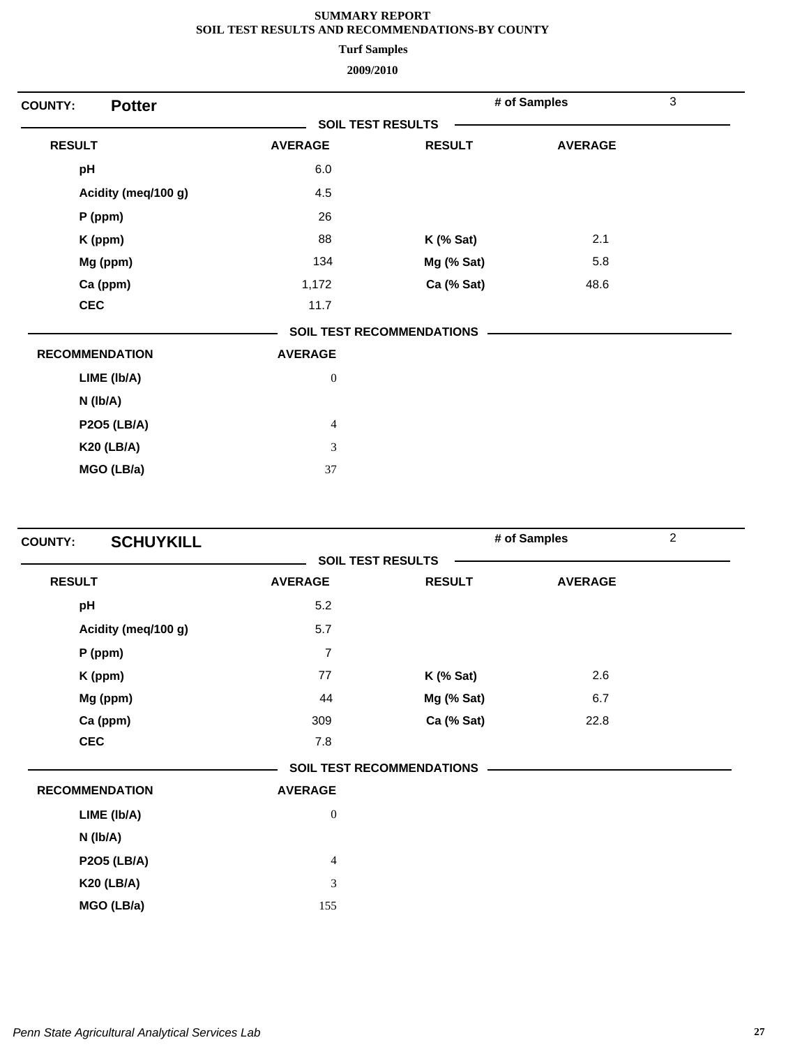**SUMMARY REPORT**
**SOIL TEST RESULTS AND RECOMMENDATIONS-BY COUNTY**

**Turf Samples**

**2009/2010**

**COUNTY: Potter** — **# of Samples** 3

**SOIL TEST RESULTS**

| RESULT | AVERAGE | RESULT | AVERAGE |
|---|---|---|---|
| pH | 6.0 | | |
| Acidity (meq/100 g) | 4.5 | | |
| P (ppm) | 26 | | |
| K (ppm) | 88 | K (% Sat) | 2.1 |
| Mg (ppm) | 134 | Mg (% Sat) | 5.8 |
| Ca (ppm) | 1,172 | Ca (% Sat) | 48.6 |
| CEC | 11.7 | | |

**SOIL TEST RECOMMENDATIONS**

| RECOMMENDATION | AVERAGE |
|---|---|
| LIME (lb/A) | 0 |
| N (lb/A) | |
| P2O5 (LB/A) | 4 |
| K20 (LB/A) | 3 |
| MGO (LB/a) | 37 |

**COUNTY: SCHUYKILL** — **# of Samples** 2

**SOIL TEST RESULTS**

| RESULT | AVERAGE | RESULT | AVERAGE |
|---|---|---|---|
| pH | 5.2 | | |
| Acidity (meq/100 g) | 5.7 | | |
| P (ppm) | 7 | | |
| K (ppm) | 77 | K (% Sat) | 2.6 |
| Mg (ppm) | 44 | Mg (% Sat) | 6.7 |
| Ca (ppm) | 309 | Ca (% Sat) | 22.8 |
| CEC | 7.8 | | |

**SOIL TEST RECOMMENDATIONS**

| RECOMMENDATION | AVERAGE |
|---|---|
| LIME (lb/A) | 0 |
| N (lb/A) | |
| P2O5 (LB/A) | 4 |
| K20 (LB/A) | 3 |
| MGO (LB/a) | 155 |

*Penn State Agricultural Analytical Services Lab*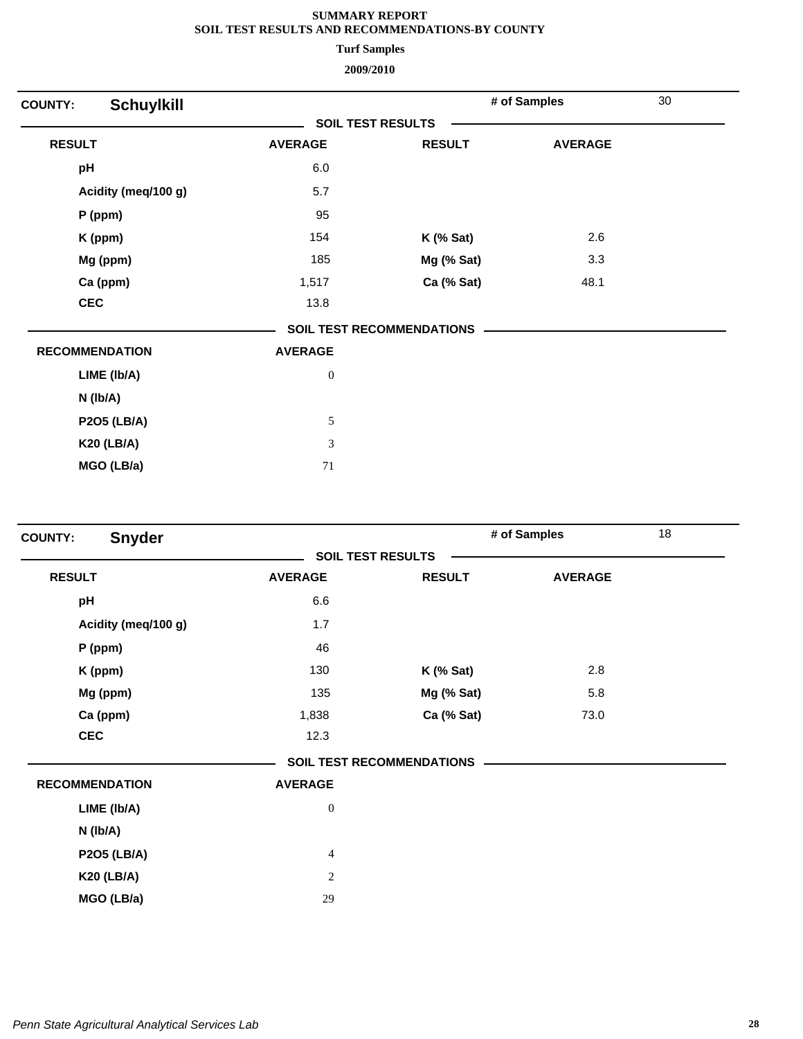**SUMMARY REPORT**
**SOIL TEST RESULTS AND RECOMMENDATIONS-BY COUNTY**

**Turf Samples**

**2009/2010**

**COUNTY: Schuylkill** — **# of Samples** 30

**SOIL TEST RESULTS**

| RESULT | AVERAGE | RESULT | AVERAGE |
|---|---|---|---|
| pH | 6.0 | | |
| Acidity (meq/100 g) | 5.7 | | |
| P (ppm) | 95 | | |
| K (ppm) | 154 | K (% Sat) | 2.6 |
| Mg (ppm) | 185 | Mg (% Sat) | 3.3 |
| Ca (ppm) | 1,517 | Ca (% Sat) | 48.1 |
| CEC | 13.8 | | |

**SOIL TEST RECOMMENDATIONS**

| RECOMMENDATION | AVERAGE |
|---|---|
| LIME (lb/A) | 0 |
| N (lb/A) | |
| P2O5 (LB/A) | 5 |
| K20 (LB/A) | 3 |
| MGO (LB/a) | 71 |

**COUNTY: Snyder** — **# of Samples** 18

**SOIL TEST RESULTS**

| RESULT | AVERAGE | RESULT | AVERAGE |
|---|---|---|---|
| pH | 6.6 | | |
| Acidity (meq/100 g) | 1.7 | | |
| P (ppm) | 46 | | |
| K (ppm) | 130 | K (% Sat) | 2.8 |
| Mg (ppm) | 135 | Mg (% Sat) | 5.8 |
| Ca (ppm) | 1,838 | Ca (% Sat) | 73.0 |
| CEC | 12.3 | | |

**SOIL TEST RECOMMENDATIONS**

| RECOMMENDATION | AVERAGE |
|---|---|
| LIME (lb/A) | 0 |
| N (lb/A) | |
| P2O5 (LB/A) | 4 |
| K20 (LB/A) | 2 |
| MGO (LB/a) | 29 |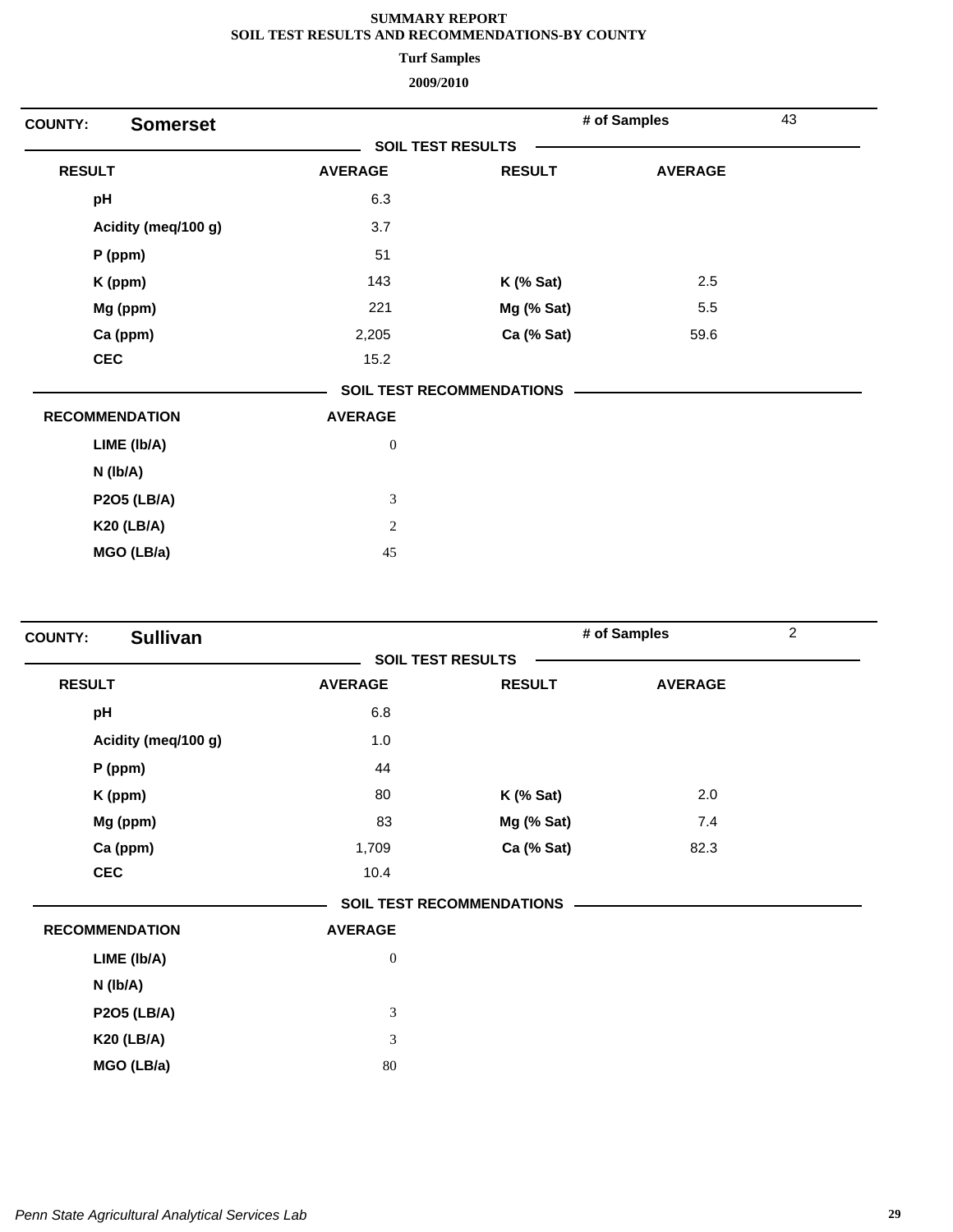**SUMMARY REPORT**
**SOIL TEST RESULTS AND RECOMMENDATIONS-BY COUNTY**
**Turf Samples**
**2009/2010**

**COUNTY:** **Somerset** | **# of Samples** 43

**SOIL TEST RESULTS**

| RESULT | AVERAGE | RESULT | AVERAGE |
|---|---|---|---|
| pH | 6.3 | | |
| Acidity (meq/100 g) | 3.7 | | |
| P (ppm) | 51 | | |
| K (ppm) | 143 | K (% Sat) | 2.5 |
| Mg (ppm) | 221 | Mg (% Sat) | 5.5 |
| Ca (ppm) | 2,205 | Ca (% Sat) | 59.6 |
| CEC | 15.2 | | |

**SOIL TEST RECOMMENDATIONS**

| RECOMMENDATION | AVERAGE |
|---|---|
| LIME (lb/A) | 0 |
| N (lb/A) | |
| P2O5 (LB/A) | 3 |
| K20 (LB/A) | 2 |
| MGO (LB/a) | 45 |

**COUNTY:** **Sullivan** | **# of Samples** 2

**SOIL TEST RESULTS**

| RESULT | AVERAGE | RESULT | AVERAGE |
|---|---|---|---|
| pH | 6.8 | | |
| Acidity (meq/100 g) | 1.0 | | |
| P (ppm) | 44 | | |
| K (ppm) | 80 | K (% Sat) | 2.0 |
| Mg (ppm) | 83 | Mg (% Sat) | 7.4 |
| Ca (ppm) | 1,709 | Ca (% Sat) | 82.3 |
| CEC | 10.4 | | |

**SOIL TEST RECOMMENDATIONS**

| RECOMMENDATION | AVERAGE |
|---|---|
| LIME (lb/A) | 0 |
| N (lb/A) | |
| P2O5 (LB/A) | 3 |
| K20 (LB/A) | 3 |
| MGO (LB/a) | 80 |

*Penn State Agricultural Analytical Services Lab*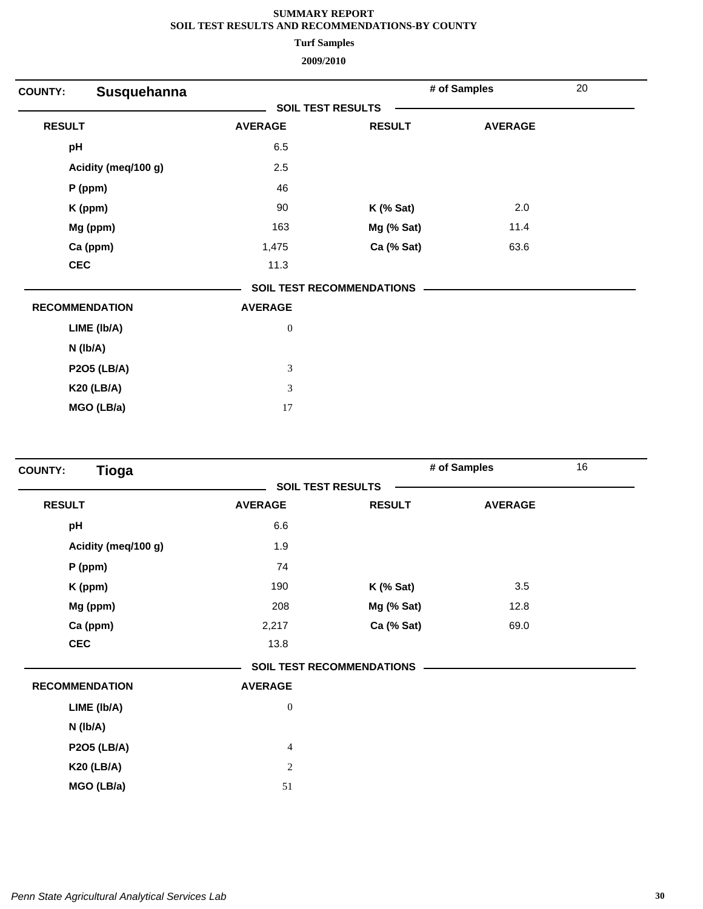# SUMMARY REPORT
## SOIL TEST RESULTS AND RECOMMENDATIONS-BY COUNTY
### Turf Samples
### 2009/2010

**COUNTY:** **Susquehanna** | **# of Samples** 20

**SOIL TEST RESULTS**

| RESULT | AVERAGE | RESULT | AVERAGE |
|---|---|---|---|
| pH | 6.5 | | |
| Acidity (meq/100 g) | 2.5 | | |
| P (ppm) | 46 | | |
| K (ppm) | 90 | K (% Sat) | 2.0 |
| Mg (ppm) | 163 | Mg (% Sat) | 11.4 |
| Ca (ppm) | 1,475 | Ca (% Sat) | 63.6 |
| CEC | 11.3 | | |

**SOIL TEST RECOMMENDATIONS**

| RECOMMENDATION | AVERAGE |
|---|---|
| LIME (lb/A) | 0 |
| N (lb/A) | |
| P2O5 (LB/A) | 3 |
| K20 (LB/A) | 3 |
| MGO (LB/a) | 17 |

**COUNTY:** **Tioga** | **# of Samples** 16

**SOIL TEST RESULTS**

| RESULT | AVERAGE | RESULT | AVERAGE |
|---|---|---|---|
| pH | 6.6 | | |
| Acidity (meq/100 g) | 1.9 | | |
| P (ppm) | 74 | | |
| K (ppm) | 190 | K (% Sat) | 3.5 |
| Mg (ppm) | 208 | Mg (% Sat) | 12.8 |
| Ca (ppm) | 2,217 | Ca (% Sat) | 69.0 |
| CEC | 13.8 | | |

**SOIL TEST RECOMMENDATIONS**

| RECOMMENDATION | AVERAGE |
|---|---|
| LIME (lb/A) | 0 |
| N (lb/A) | |
| P2O5 (LB/A) | 4 |
| K20 (LB/A) | 2 |
| MGO (LB/a) | 51 |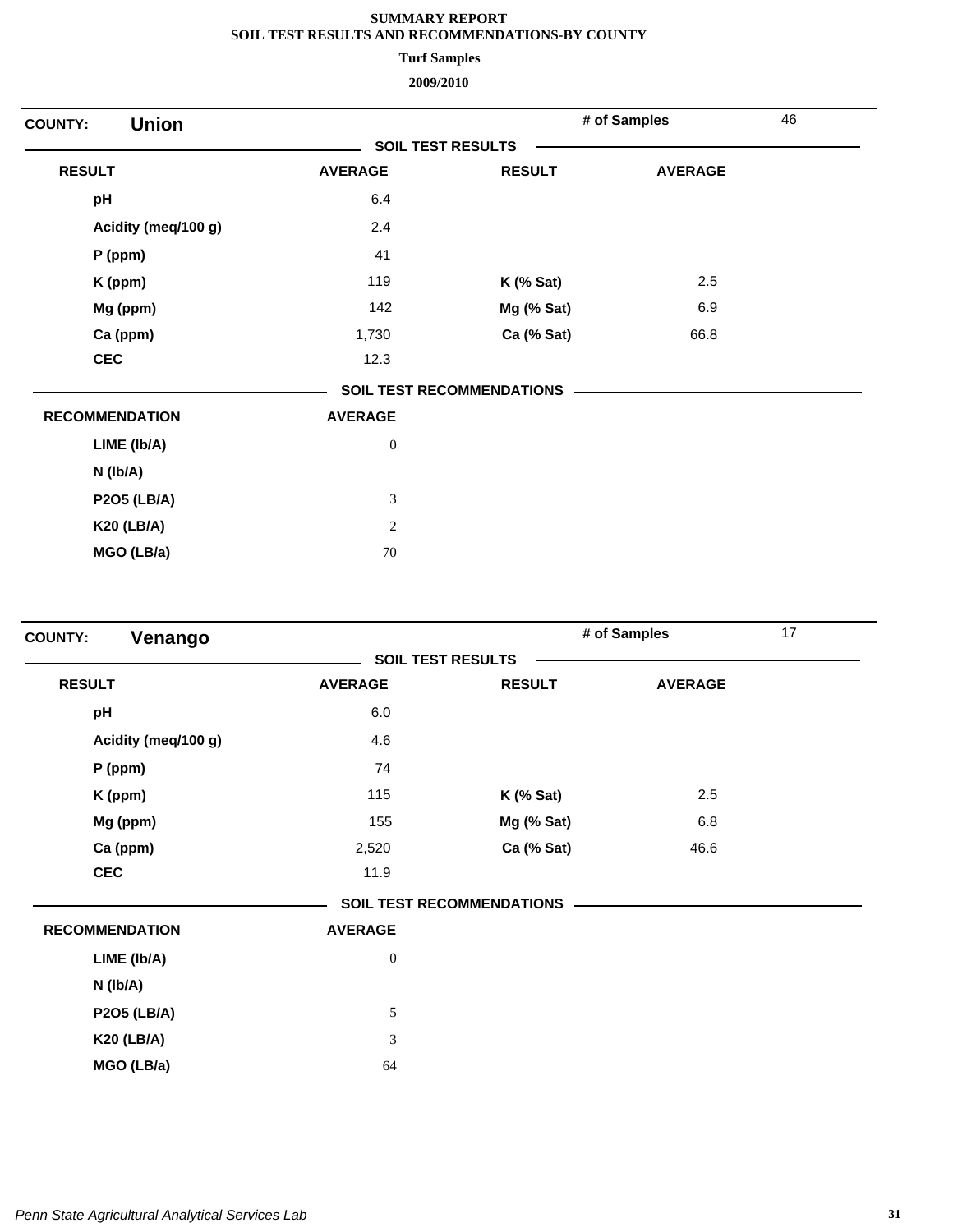**SUMMARY REPORT**
**SOIL TEST RESULTS AND RECOMMENDATIONS-BY COUNTY**
**Turf Samples**
**2009/2010**

**COUNTY:** **Union** &nbsp;&nbsp;&nbsp; **# of Samples** 46

**SOIL TEST RESULTS**

| RESULT | AVERAGE | RESULT | AVERAGE |
|---|---|---|---|
| pH | 6.4 | | |
| Acidity (meq/100 g) | 2.4 | | |
| P (ppm) | 41 | | |
| K (ppm) | 119 | K (% Sat) | 2.5 |
| Mg (ppm) | 142 | Mg (% Sat) | 6.9 |
| Ca (ppm) | 1,730 | Ca (% Sat) | 66.8 |
| CEC | 12.3 | | |

**SOIL TEST RECOMMENDATIONS**

| RECOMMENDATION | AVERAGE |
|---|---|
| LIME (lb/A) | 0 |
| N (lb/A) | |
| P2O5 (LB/A) | 3 |
| K20 (LB/A) | 2 |
| MGO (LB/a) | 70 |

**COUNTY:** **Venango** &nbsp;&nbsp;&nbsp; **# of Samples** 17

**SOIL TEST RESULTS**

| RESULT | AVERAGE | RESULT | AVERAGE |
|---|---|---|---|
| pH | 6.0 | | |
| Acidity (meq/100 g) | 4.6 | | |
| P (ppm) | 74 | | |
| K (ppm) | 115 | K (% Sat) | 2.5 |
| Mg (ppm) | 155 | Mg (% Sat) | 6.8 |
| Ca (ppm) | 2,520 | Ca (% Sat) | 46.6 |
| CEC | 11.9 | | |

**SOIL TEST RECOMMENDATIONS**

| RECOMMENDATION | AVERAGE |
|---|---|
| LIME (lb/A) | 0 |
| N (lb/A) | |
| P2O5 (LB/A) | 5 |
| K20 (LB/A) | 3 |
| MGO (LB/a) | 64 |

*Penn State Agricultural Analytical Services Lab*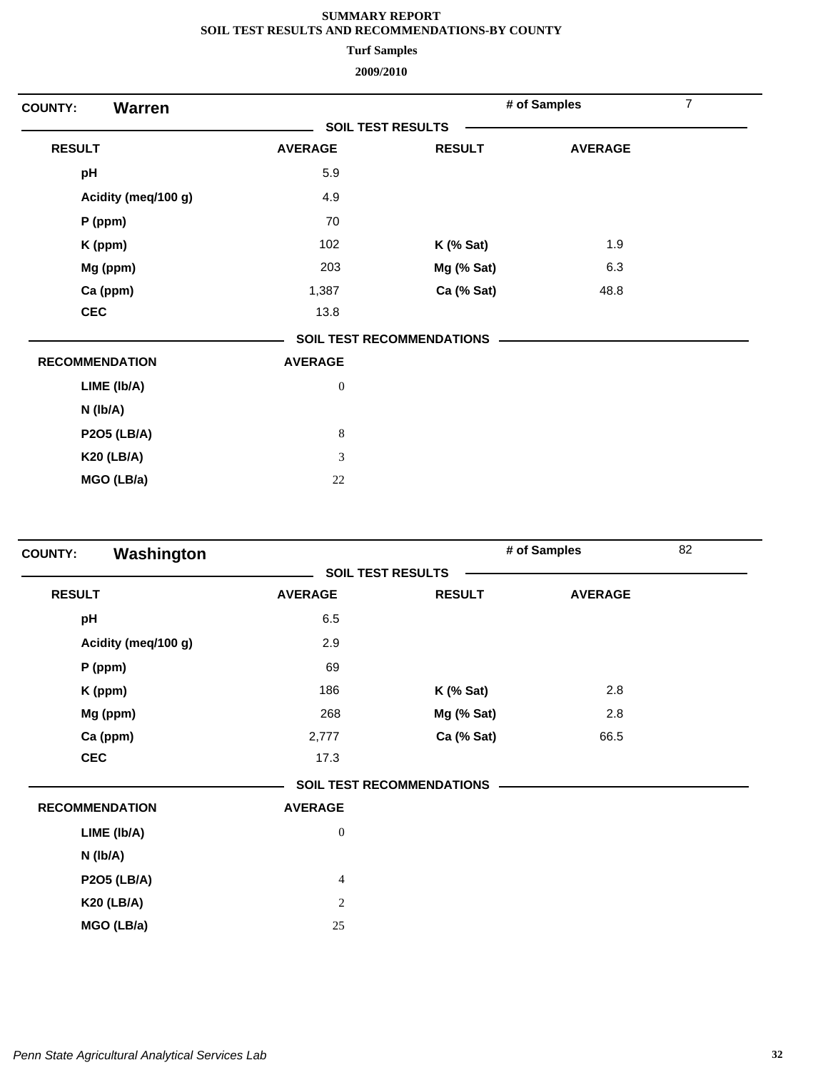**SUMMARY REPORT**
**SOIL TEST RESULTS AND RECOMMENDATIONS-BY COUNTY**
**Turf Samples**
**2009/2010**

**COUNTY: Warren** — **# of Samples** 7

**SOIL TEST RESULTS**

| RESULT | AVERAGE | RESULT | AVERAGE |
|---|---|---|---|
| pH | 5.9 | | |
| Acidity (meq/100 g) | 4.9 | | |
| P (ppm) | 70 | | |
| K (ppm) | 102 | K (% Sat) | 1.9 |
| Mg (ppm) | 203 | Mg (% Sat) | 6.3 |
| Ca (ppm) | 1,387 | Ca (% Sat) | 48.8 |
| CEC | 13.8 | | |

**SOIL TEST RECOMMENDATIONS**

| RECOMMENDATION | AVERAGE |
|---|---|
| LIME (lb/A) | 0 |
| N (lb/A) | |
| P2O5 (LB/A) | 8 |
| K20 (LB/A) | 3 |
| MGO (LB/a) | 22 |

**COUNTY: Washington** — **# of Samples** 82

**SOIL TEST RESULTS**

| RESULT | AVERAGE | RESULT | AVERAGE |
|---|---|---|---|
| pH | 6.5 | | |
| Acidity (meq/100 g) | 2.9 | | |
| P (ppm) | 69 | | |
| K (ppm) | 186 | K (% Sat) | 2.8 |
| Mg (ppm) | 268 | Mg (% Sat) | 2.8 |
| Ca (ppm) | 2,777 | Ca (% Sat) | 66.5 |
| CEC | 17.3 | | |

**SOIL TEST RECOMMENDATIONS**

| RECOMMENDATION | AVERAGE |
|---|---|
| LIME (lb/A) | 0 |
| N (lb/A) | |
| P2O5 (LB/A) | 4 |
| K20 (LB/A) | 2 |
| MGO (LB/a) | 25 |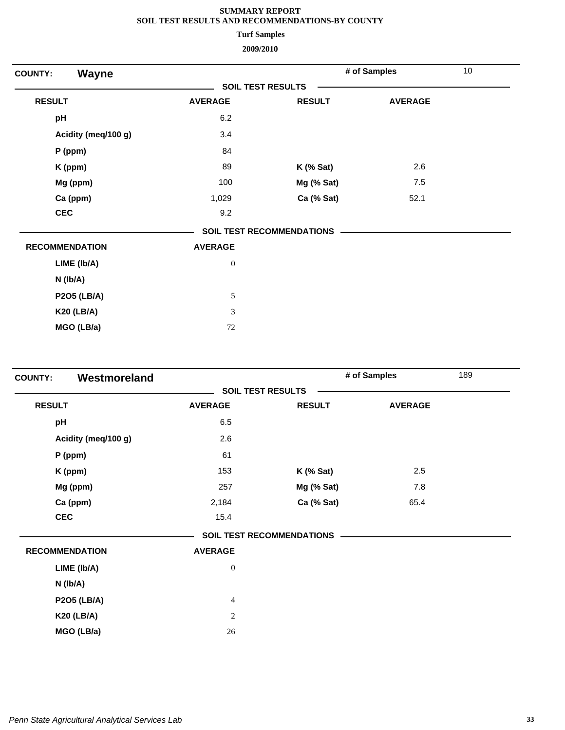**SUMMARY REPORT**
**SOIL TEST RESULTS AND RECOMMENDATIONS-BY COUNTY**
**Turf Samples**
**2009/2010**

**COUNTY: Wayne** — **# of Samples** 10

**SOIL TEST RESULTS**

| RESULT | AVERAGE | RESULT | AVERAGE |
|---|---|---|---|
| pH | 6.2 | | |
| Acidity (meq/100 g) | 3.4 | | |
| P (ppm) | 84 | | |
| K (ppm) | 89 | K (% Sat) | 2.6 |
| Mg (ppm) | 100 | Mg (% Sat) | 7.5 |
| Ca (ppm) | 1,029 | Ca (% Sat) | 52.1 |
| CEC | 9.2 | | |

**SOIL TEST RECOMMENDATIONS**

| RECOMMENDATION | AVERAGE |
|---|---|
| LIME (lb/A) | 0 |
| N (lb/A) | |
| P2O5 (LB/A) | 5 |
| K20 (LB/A) | 3 |
| MGO (LB/a) | 72 |

**COUNTY: Westmoreland** — **# of Samples** 189

**SOIL TEST RESULTS**

| RESULT | AVERAGE | RESULT | AVERAGE |
|---|---|---|---|
| pH | 6.5 | | |
| Acidity (meq/100 g) | 2.6 | | |
| P (ppm) | 61 | | |
| K (ppm) | 153 | K (% Sat) | 2.5 |
| Mg (ppm) | 257 | Mg (% Sat) | 7.8 |
| Ca (ppm) | 2,184 | Ca (% Sat) | 65.4 |
| CEC | 15.4 | | |

**SOIL TEST RECOMMENDATIONS**

| RECOMMENDATION | AVERAGE |
|---|---|
| LIME (lb/A) | 0 |
| N (lb/A) | |
| P2O5 (LB/A) | 4 |
| K20 (LB/A) | 2 |
| MGO (LB/a) | 26 |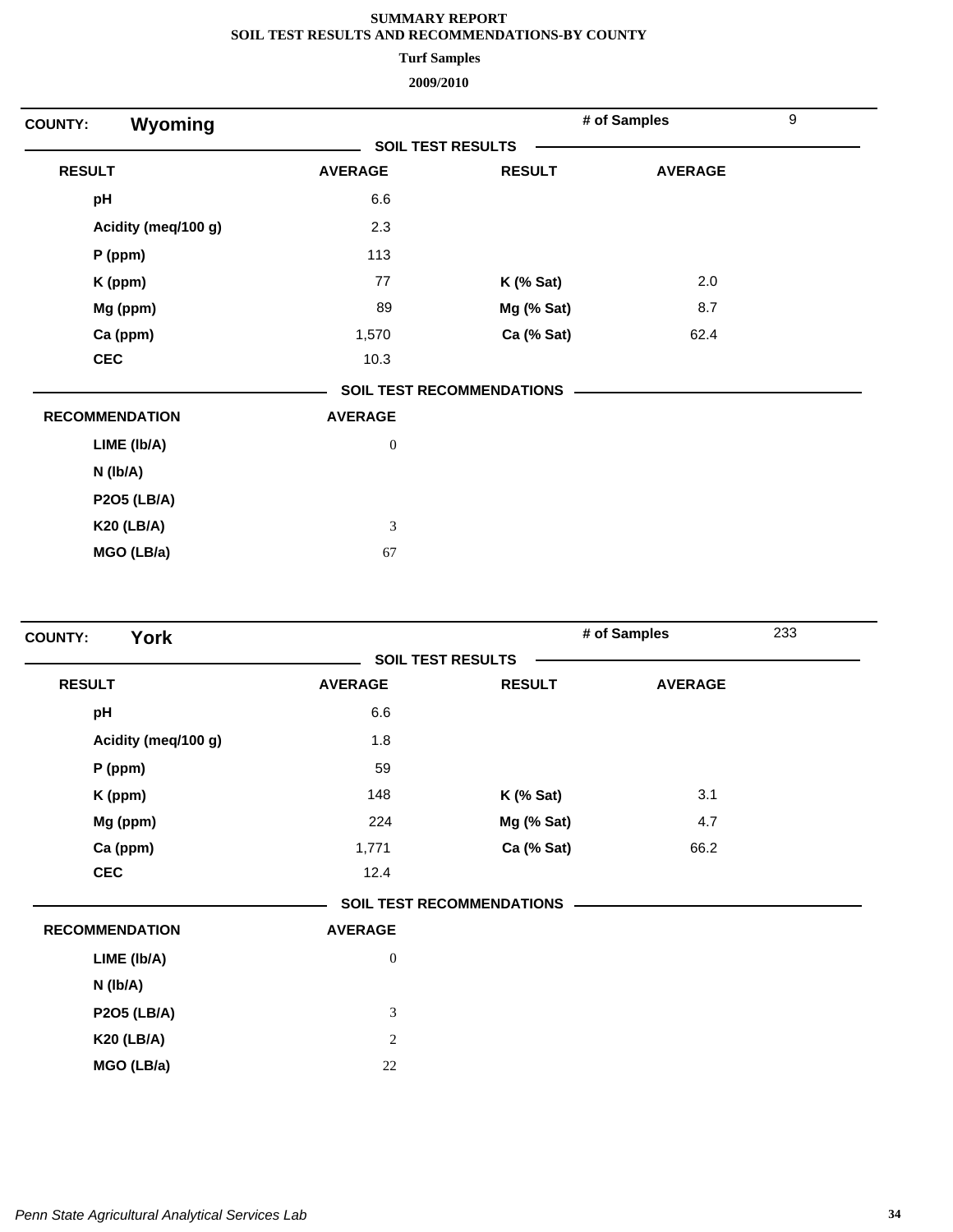**SUMMARY REPORT**
**SOIL TEST RESULTS AND RECOMMENDATIONS-BY COUNTY**
**Turf Samples**
**2009/2010**

**COUNTY: Wyoming** — **# of Samples** 9

SOIL TEST RESULTS

| RESULT | AVERAGE | RESULT | AVERAGE |
|---|---|---|---|
| pH | 6.6 | | |
| Acidity (meq/100 g) | 2.3 | | |
| P (ppm) | 113 | | |
| K (ppm) | 77 | K (% Sat) | 2.0 |
| Mg (ppm) | 89 | Mg (% Sat) | 8.7 |
| Ca (ppm) | 1,570 | Ca (% Sat) | 62.4 |
| CEC | 10.3 | | |

SOIL TEST RECOMMENDATIONS

| RECOMMENDATION | AVERAGE |
|---|---|
| LIME (lb/A) | 0 |
| N (lb/A) | |
| P2O5 (LB/A) | |
| K20 (LB/A) | 3 |
| MGO (LB/a) | 67 |

**COUNTY: York** — **# of Samples** 233

SOIL TEST RESULTS

| RESULT | AVERAGE | RESULT | AVERAGE |
|---|---|---|---|
| pH | 6.6 | | |
| Acidity (meq/100 g) | 1.8 | | |
| P (ppm) | 59 | | |
| K (ppm) | 148 | K (% Sat) | 3.1 |
| Mg (ppm) | 224 | Mg (% Sat) | 4.7 |
| Ca (ppm) | 1,771 | Ca (% Sat) | 66.2 |
| CEC | 12.4 | | |

SOIL TEST RECOMMENDATIONS

| RECOMMENDATION | AVERAGE |
|---|---|
| LIME (lb/A) | 0 |
| N (lb/A) | |
| P2O5 (LB/A) | 3 |
| K20 (LB/A) | 2 |
| MGO (LB/a) | 22 |

*Penn State Agricultural Analytical Services Lab*